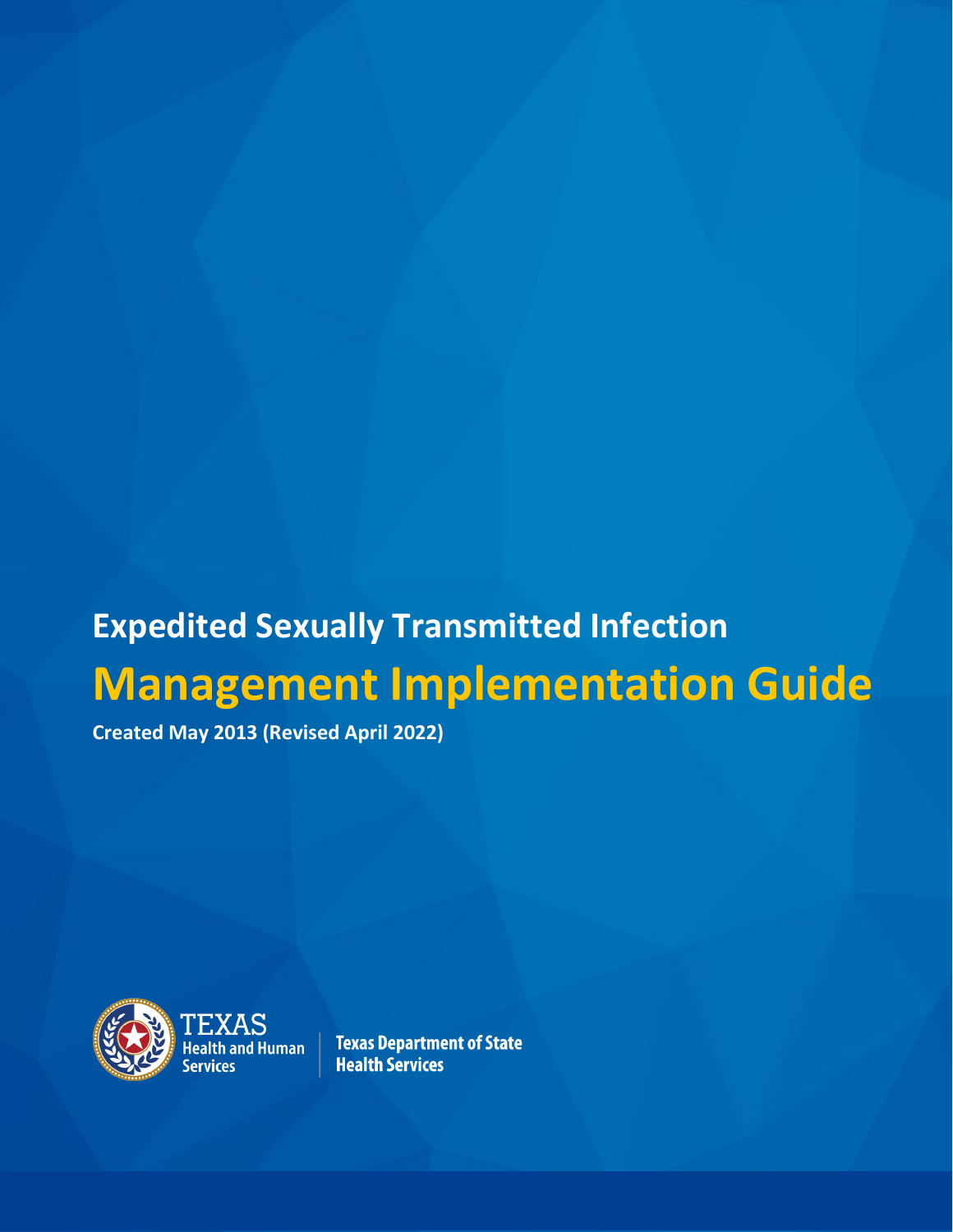# Expedited Sexually Transmitted Infection

# Management Implementation Guide

**Created May 2013 (Revised April 2022)**

TEXAS Health and Human Services

Texas Department of State Health Services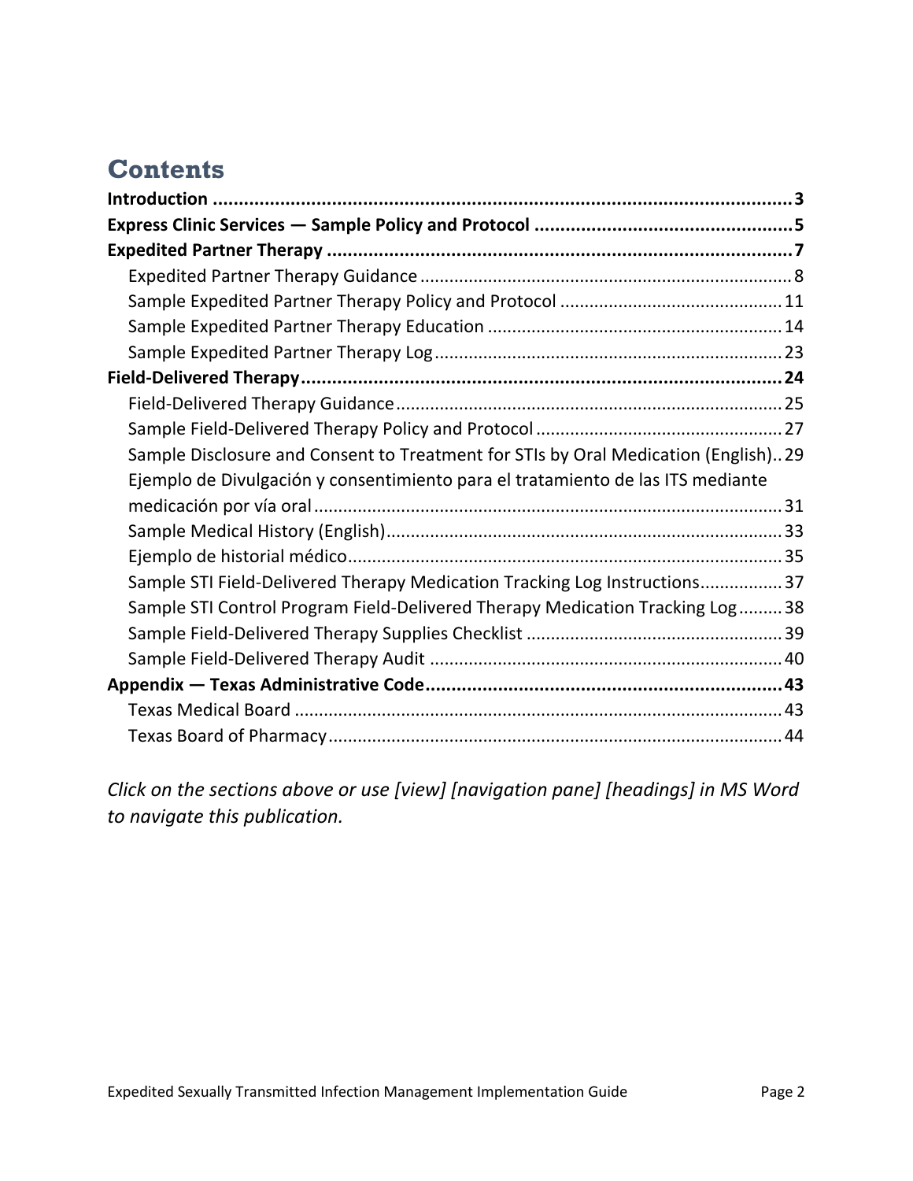# Contents

**Introduction ..... 3**

**Express Clinic Services — Sample Policy and Protocol ..... 5**

**Expedited Partner Therapy ..... 7**

- Expedited Partner Therapy Guidance ..... 8
- Sample Expedited Partner Therapy Policy and Protocol ..... 11
- Sample Expedited Partner Therapy Education ..... 14
- Sample Expedited Partner Therapy Log ..... 23

**Field-Delivered Therapy ..... 24**

- Field-Delivered Therapy Guidance ..... 25
- Sample Field-Delivered Therapy Policy and Protocol ..... 27
- Sample Disclosure and Consent to Treatment for STIs by Oral Medication (English) ..... 29
- Ejemplo de Divulgación y consentimiento para el tratamiento de las ITS mediante medicación por vía oral ..... 31
- Sample Medical History (English) ..... 33
- Ejemplo de historial médico ..... 35
- Sample STI Field-Delivered Therapy Medication Tracking Log Instructions ..... 37
- Sample STI Control Program Field-Delivered Therapy Medication Tracking Log ..... 38
- Sample Field-Delivered Therapy Supplies Checklist ..... 39
- Sample Field-Delivered Therapy Audit ..... 40

**Appendix — Texas Administrative Code ..... 43**

- Texas Medical Board ..... 43
- Texas Board of Pharmacy ..... 44

*Click on the sections above or use [view] [navigation pane] [headings] in MS Word to navigate this publication.*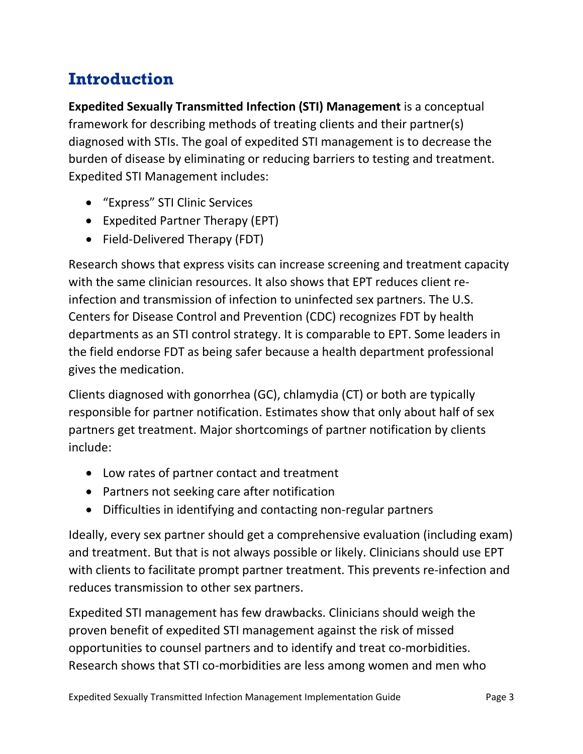# Introduction

**Expedited Sexually Transmitted Infection (STI) Management** is a conceptual framework for describing methods of treating clients and their partner(s) diagnosed with STIs. The goal of expedited STI management is to decrease the burden of disease by eliminating or reducing barriers to testing and treatment. Expedited STI Management includes:

- "Express" STI Clinic Services
- Expedited Partner Therapy (EPT)
- Field-Delivered Therapy (FDT)

Research shows that express visits can increase screening and treatment capacity with the same clinician resources. It also shows that EPT reduces client re-infection and transmission of infection to uninfected sex partners. The U.S. Centers for Disease Control and Prevention (CDC) recognizes FDT by health departments as an STI control strategy. It is comparable to EPT. Some leaders in the field endorse FDT as being safer because a health department professional gives the medication.

Clients diagnosed with gonorrhea (GC), chlamydia (CT) or both are typically responsible for partner notification. Estimates show that only about half of sex partners get treatment. Major shortcomings of partner notification by clients include:

- Low rates of partner contact and treatment
- Partners not seeking care after notification
- Difficulties in identifying and contacting non-regular partners

Ideally, every sex partner should get a comprehensive evaluation (including exam) and treatment. But that is not always possible or likely. Clinicians should use EPT with clients to facilitate prompt partner treatment. This prevents re-infection and reduces transmission to other sex partners.

Expedited STI management has few drawbacks. Clinicians should weigh the proven benefit of expedited STI management against the risk of missed opportunities to counsel partners and to identify and treat co-morbidities. Research shows that STI co-morbidities are less among women and men who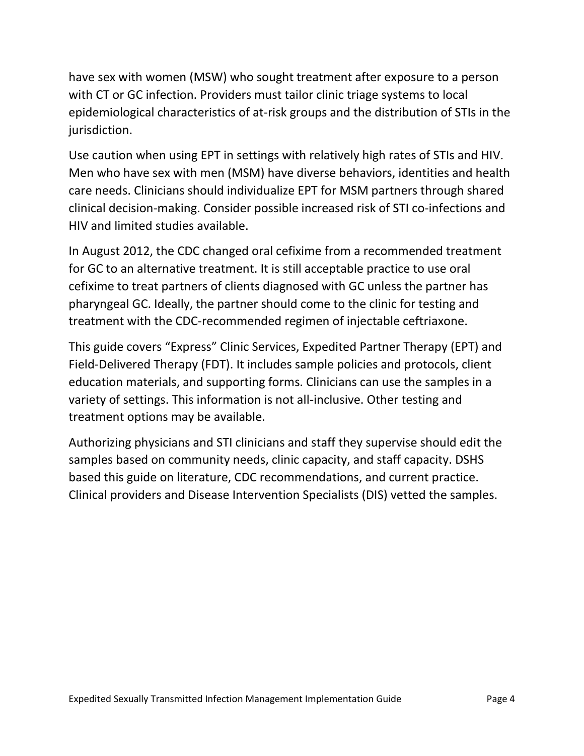have sex with women (MSW) who sought treatment after exposure to a person with CT or GC infection. Providers must tailor clinic triage systems to local epidemiological characteristics of at-risk groups and the distribution of STIs in the jurisdiction.

Use caution when using EPT in settings with relatively high rates of STIs and HIV. Men who have sex with men (MSM) have diverse behaviors, identities and health care needs. Clinicians should individualize EPT for MSM partners through shared clinical decision-making. Consider possible increased risk of STI co-infections and HIV and limited studies available.

In August 2012, the CDC changed oral cefixime from a recommended treatment for GC to an alternative treatment. It is still acceptable practice to use oral cefixime to treat partners of clients diagnosed with GC unless the partner has pharyngeal GC. Ideally, the partner should come to the clinic for testing and treatment with the CDC-recommended regimen of injectable ceftriaxone.

This guide covers “Express” Clinic Services, Expedited Partner Therapy (EPT) and Field-Delivered Therapy (FDT). It includes sample policies and protocols, client education materials, and supporting forms. Clinicians can use the samples in a variety of settings. This information is not all-inclusive. Other testing and treatment options may be available.

Authorizing physicians and STI clinicians and staff they supervise should edit the samples based on community needs, clinic capacity, and staff capacity. DSHS based this guide on literature, CDC recommendations, and current practice. Clinical providers and Disease Intervention Specialists (DIS) vetted the samples.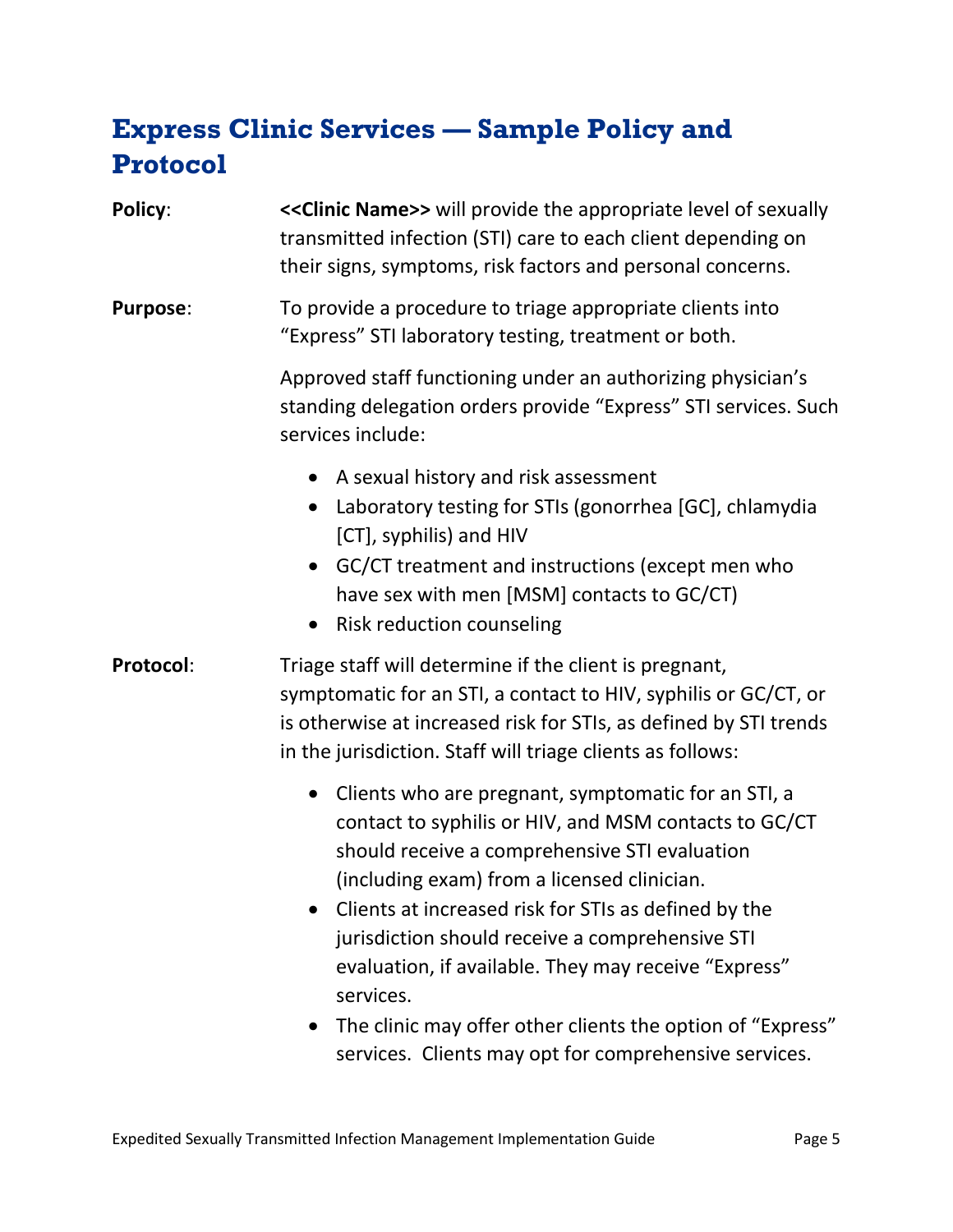## Express Clinic Services — Sample Policy and Protocol

**Policy**: **<<Clinic Name>>** will provide the appropriate level of sexually transmitted infection (STI) care to each client depending on their signs, symptoms, risk factors and personal concerns.

**Purpose**: To provide a procedure to triage appropriate clients into "Express" STI laboratory testing, treatment or both.

Approved staff functioning under an authorizing physician's standing delegation orders provide "Express" STI services. Such services include:

- A sexual history and risk assessment
- Laboratory testing for STIs (gonorrhea [GC], chlamydia [CT], syphilis) and HIV
- GC/CT treatment and instructions (except men who have sex with men [MSM] contacts to GC/CT)
- Risk reduction counseling

**Protocol**: Triage staff will determine if the client is pregnant, symptomatic for an STI, a contact to HIV, syphilis or GC/CT, or is otherwise at increased risk for STIs, as defined by STI trends in the jurisdiction. Staff will triage clients as follows:

- Clients who are pregnant, symptomatic for an STI, a contact to syphilis or HIV, and MSM contacts to GC/CT should receive a comprehensive STI evaluation (including exam) from a licensed clinician.
- Clients at increased risk for STIs as defined by the jurisdiction should receive a comprehensive STI evaluation, if available. They may receive "Express" services.
- The clinic may offer other clients the option of "Express" services. Clients may opt for comprehensive services.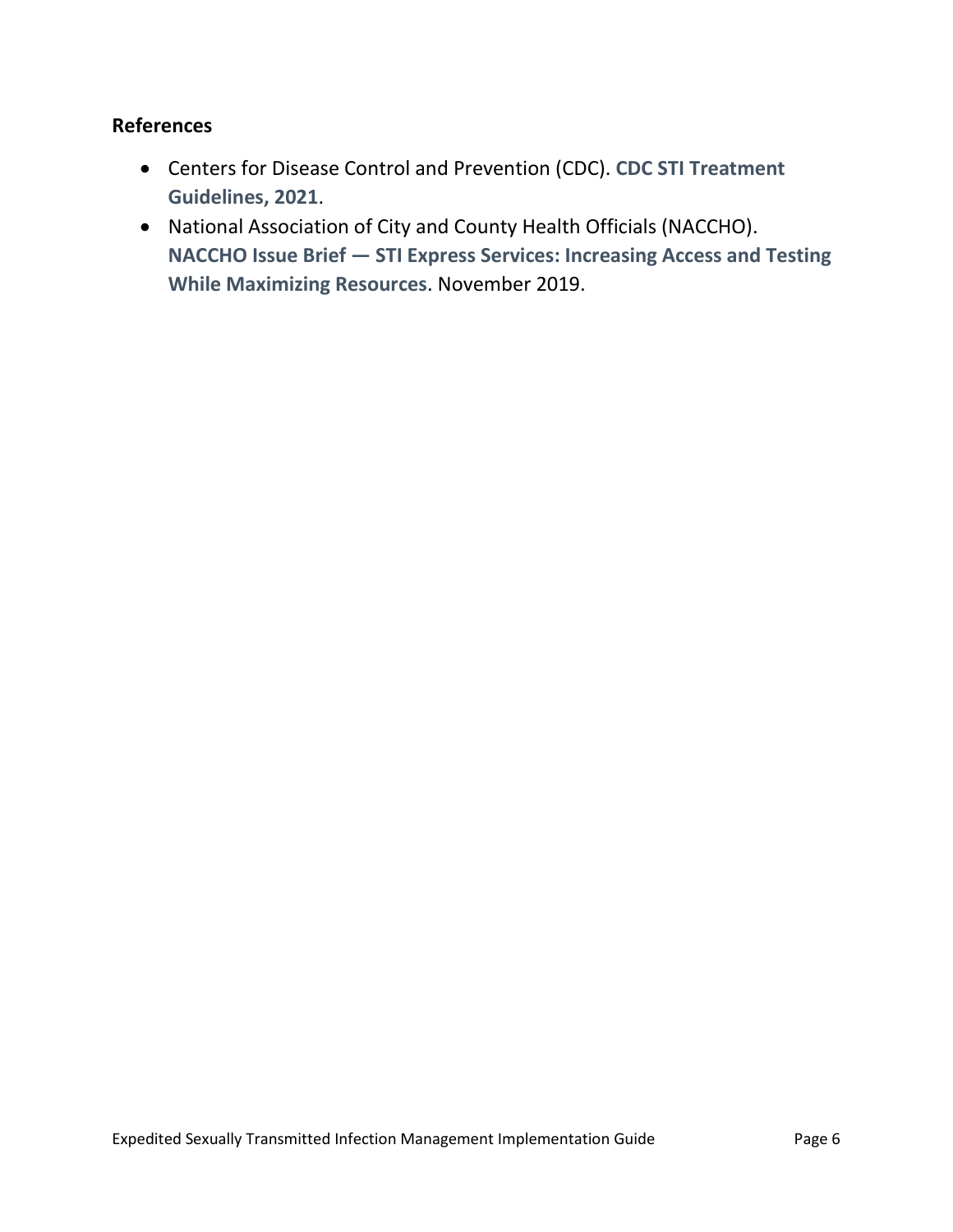## References

- Centers for Disease Control and Prevention (CDC). **CDC STI Treatment Guidelines, 2021**.
- National Association of City and County Health Officials (NACCHO). **NACCHO Issue Brief — STI Express Services: Increasing Access and Testing While Maximizing Resources**. November 2019.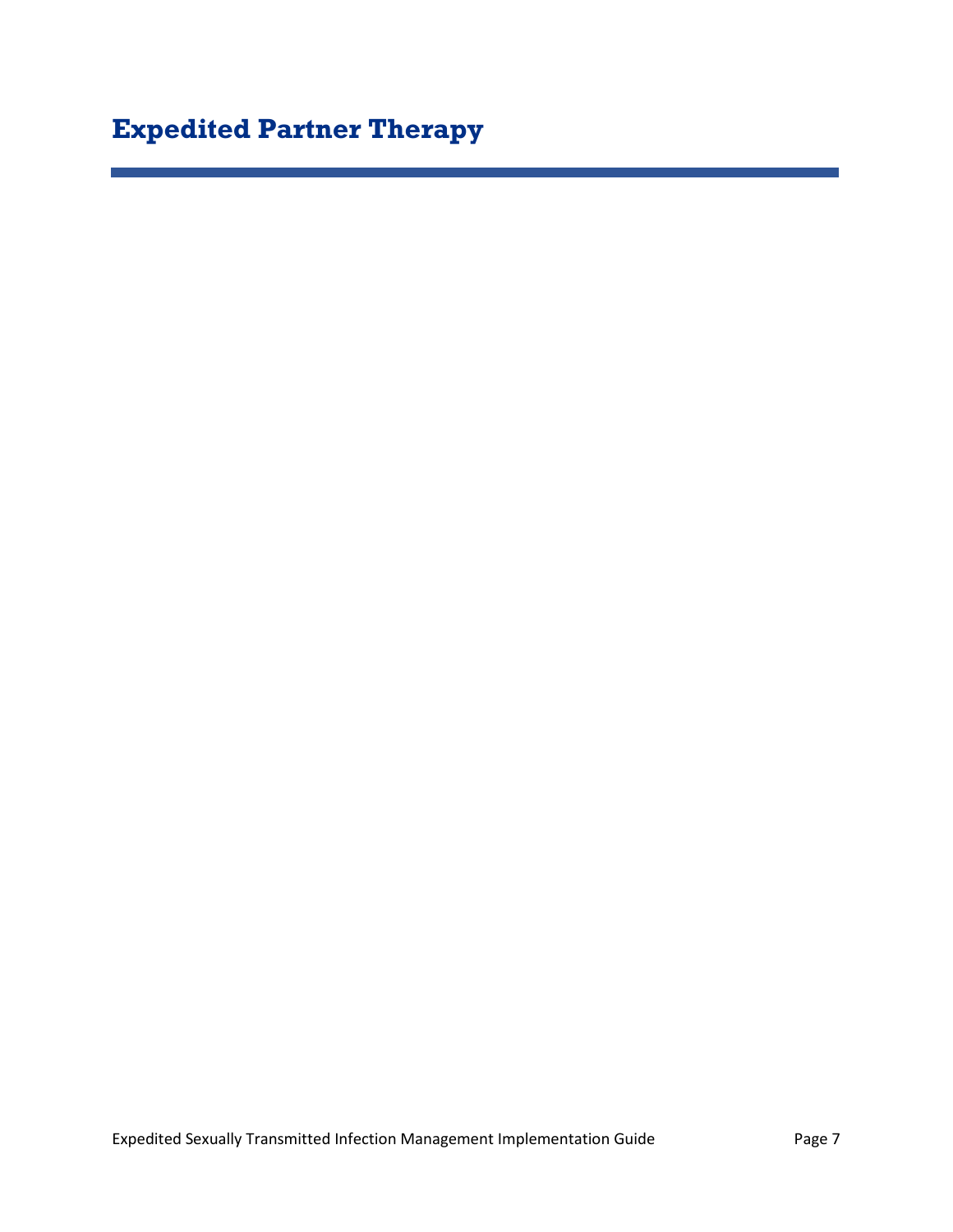# Expedited Partner Therapy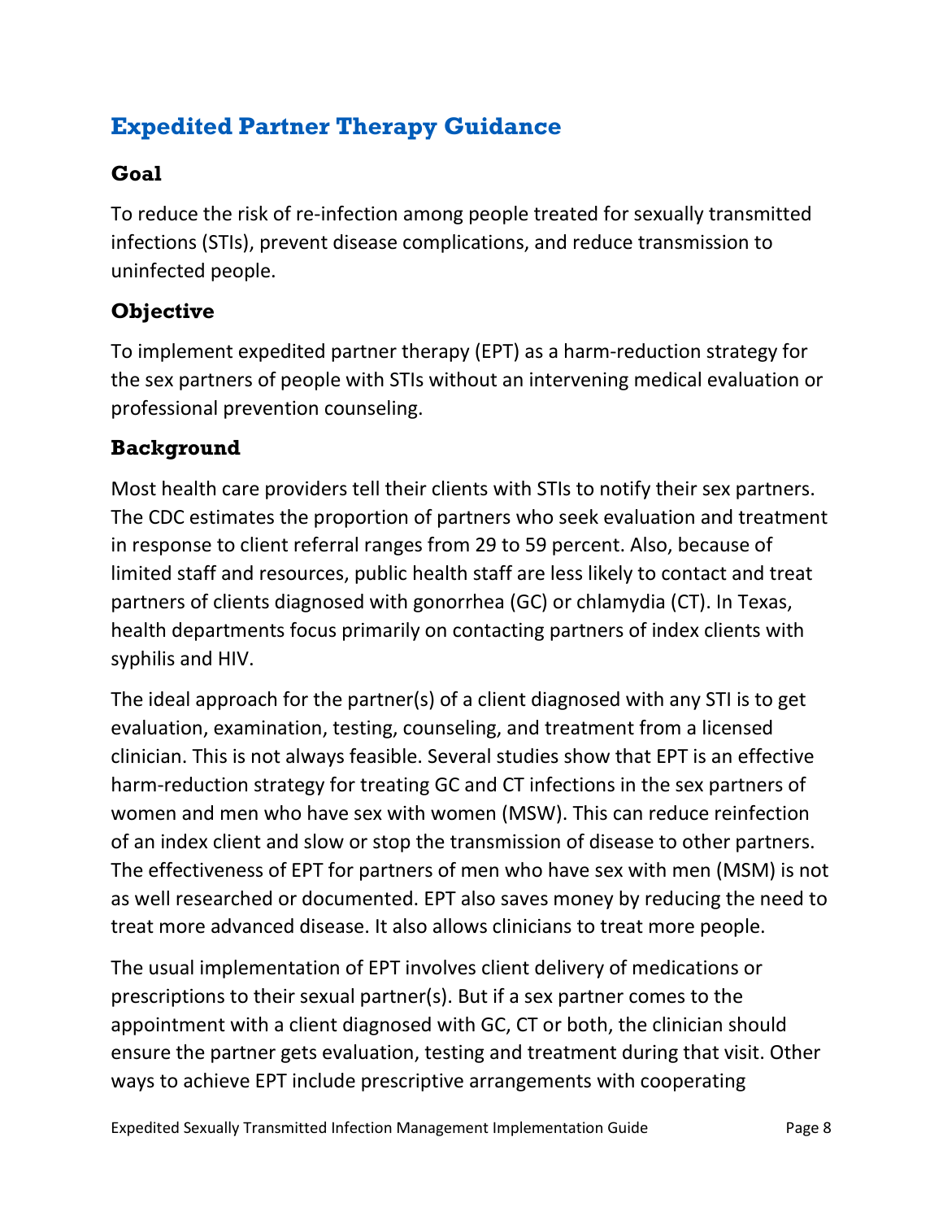## Expedited Partner Therapy Guidance

### Goal

To reduce the risk of re-infection among people treated for sexually transmitted infections (STIs), prevent disease complications, and reduce transmission to uninfected people.

### Objective

To implement expedited partner therapy (EPT) as a harm-reduction strategy for the sex partners of people with STIs without an intervening medical evaluation or professional prevention counseling.

### Background

Most health care providers tell their clients with STIs to notify their sex partners. The CDC estimates the proportion of partners who seek evaluation and treatment in response to client referral ranges from 29 to 59 percent. Also, because of limited staff and resources, public health staff are less likely to contact and treat partners of clients diagnosed with gonorrhea (GC) or chlamydia (CT). In Texas, health departments focus primarily on contacting partners of index clients with syphilis and HIV.

The ideal approach for the partner(s) of a client diagnosed with any STI is to get evaluation, examination, testing, counseling, and treatment from a licensed clinician. This is not always feasible. Several studies show that EPT is an effective harm-reduction strategy for treating GC and CT infections in the sex partners of women and men who have sex with women (MSW). This can reduce reinfection of an index client and slow or stop the transmission of disease to other partners. The effectiveness of EPT for partners of men who have sex with men (MSM) is not as well researched or documented. EPT also saves money by reducing the need to treat more advanced disease. It also allows clinicians to treat more people.

The usual implementation of EPT involves client delivery of medications or prescriptions to their sexual partner(s). But if a sex partner comes to the appointment with a client diagnosed with GC, CT or both, the clinician should ensure the partner gets evaluation, testing and treatment during that visit. Other ways to achieve EPT include prescriptive arrangements with cooperating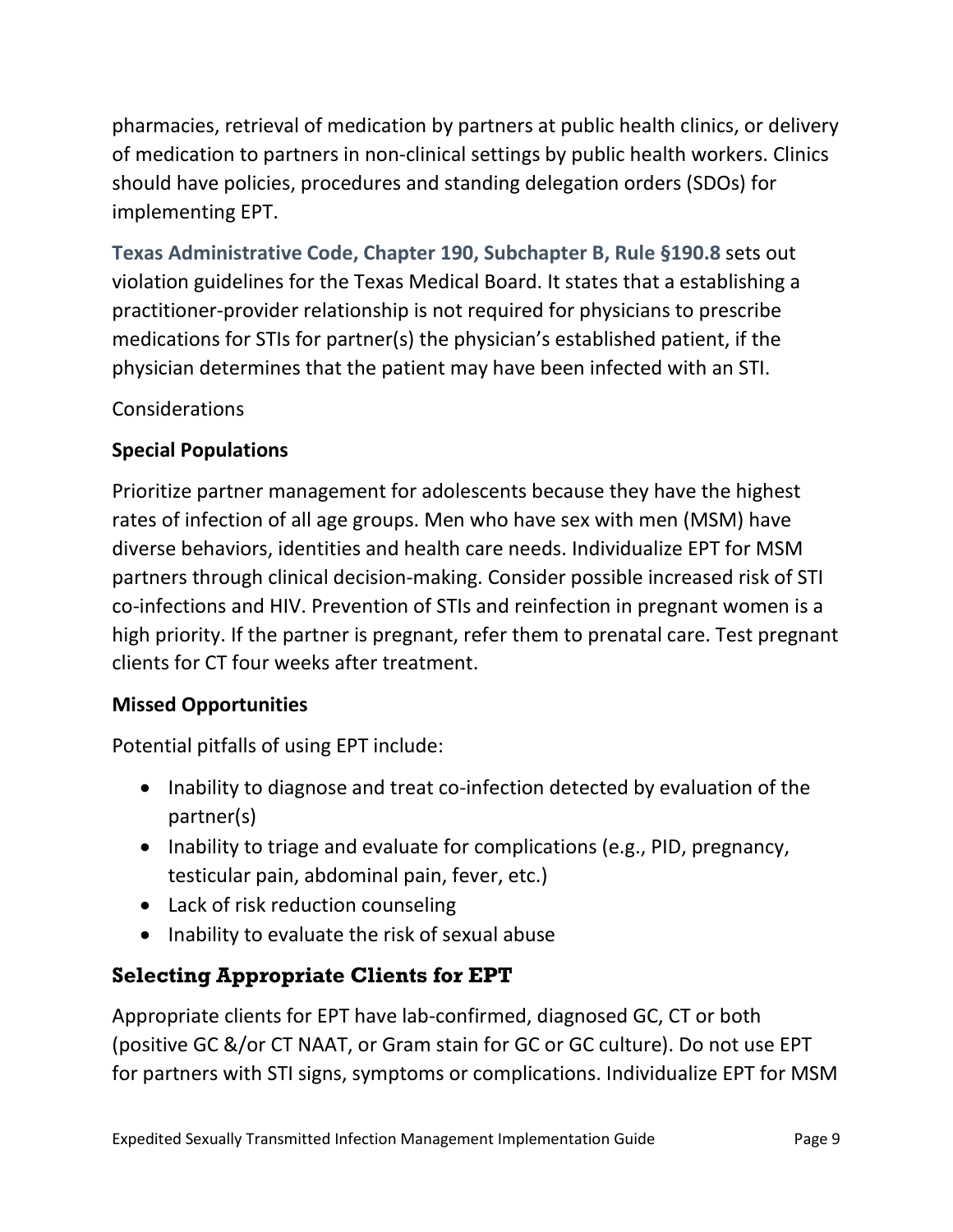pharmacies, retrieval of medication by partners at public health clinics, or delivery of medication to partners in non-clinical settings by public health workers. Clinics should have policies, procedures and standing delegation orders (SDOs) for implementing EPT.

**Texas Administrative Code, Chapter 190, Subchapter B, Rule §190.8** sets out violation guidelines for the Texas Medical Board. It states that a establishing a practitioner-provider relationship is not required for physicians to prescribe medications for STIs for partner(s) the physician's established patient, if the physician determines that the patient may have been infected with an STI.

Considerations

**Special Populations**

Prioritize partner management for adolescents because they have the highest rates of infection of all age groups. Men who have sex with men (MSM) have diverse behaviors, identities and health care needs. Individualize EPT for MSM partners through clinical decision-making. Consider possible increased risk of STI co-infections and HIV. Prevention of STIs and reinfection in pregnant women is a high priority. If the partner is pregnant, refer them to prenatal care. Test pregnant clients for CT four weeks after treatment.

**Missed Opportunities**

Potential pitfalls of using EPT include:

- Inability to diagnose and treat co-infection detected by evaluation of the partner(s)
- Inability to triage and evaluate for complications (e.g., PID, pregnancy, testicular pain, abdominal pain, fever, etc.)
- Lack of risk reduction counseling
- Inability to evaluate the risk of sexual abuse

## Selecting Appropriate Clients for EPT

Appropriate clients for EPT have lab-confirmed, diagnosed GC, CT or both (positive GC &/or CT NAAT, or Gram stain for GC or GC culture). Do not use EPT for partners with STI signs, symptoms or complications. Individualize EPT for MSM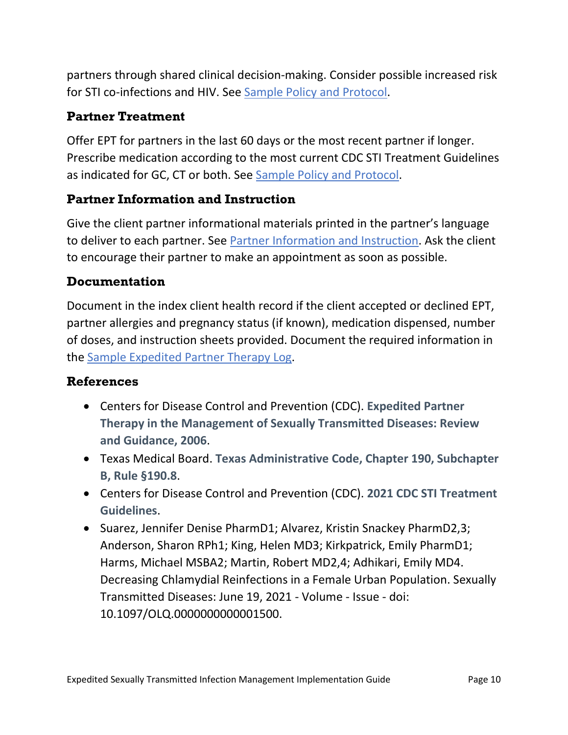partners through shared clinical decision-making. Consider possible increased risk for STI co-infections and HIV. See [Sample Policy and Protocol](#).

### Partner Treatment

Offer EPT for partners in the last 60 days or the most recent partner if longer. Prescribe medication according to the most current CDC STI Treatment Guidelines as indicated for GC, CT or both. See [Sample Policy and Protocol](#).

### Partner Information and Instruction

Give the client partner informational materials printed in the partner's language to deliver to each partner. See [Partner Information and Instruction](#). Ask the client to encourage their partner to make an appointment as soon as possible.

### Documentation

Document in the index client health record if the client accepted or declined EPT, partner allergies and pregnancy status (if known), medication dispensed, number of doses, and instruction sheets provided. Document the required information in the [Sample Expedited Partner Therapy Log](#).

### References

- Centers for Disease Control and Prevention (CDC). **Expedited Partner Therapy in the Management of Sexually Transmitted Diseases: Review and Guidance, 2006**.
- Texas Medical Board. **Texas Administrative Code, Chapter 190, Subchapter B, Rule §190.8**.
- Centers for Disease Control and Prevention (CDC). **2021 CDC STI Treatment Guidelines**.
- Suarez, Jennifer Denise PharmD1; Alvarez, Kristin Snackey PharmD2,3; Anderson, Sharon RPh1; King, Helen MD3; Kirkpatrick, Emily PharmD1; Harms, Michael MSBA2; Martin, Robert MD2,4; Adhikari, Emily MD4. Decreasing Chlamydial Reinfections in a Female Urban Population. Sexually Transmitted Diseases: June 19, 2021 - Volume - Issue - doi: 10.1097/OLQ.0000000000001500.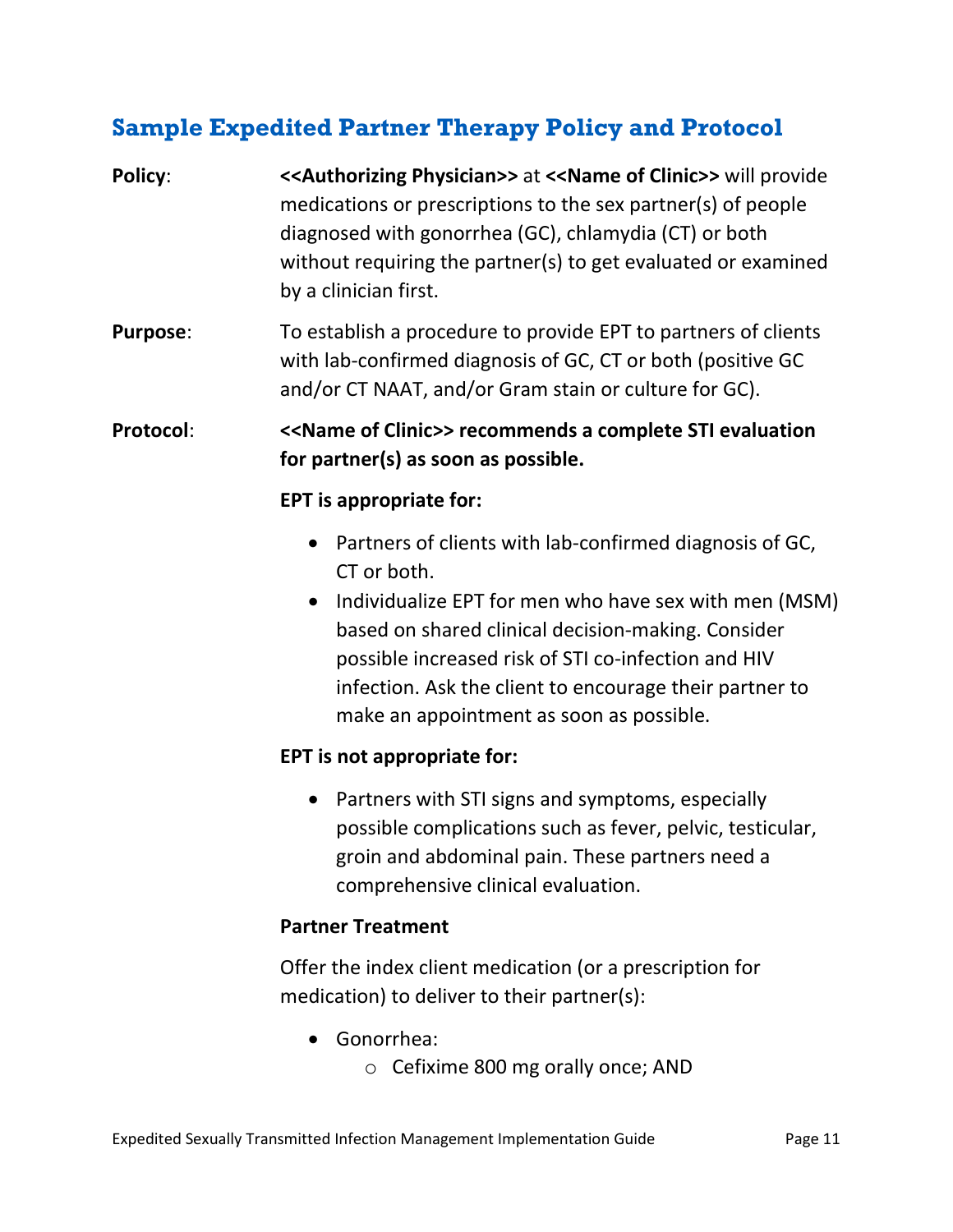## Sample Expedited Partner Therapy Policy and Protocol

**Policy**: **<<Authorizing Physician>>** at **<<Name of Clinic>>** will provide medications or prescriptions to the sex partner(s) of people diagnosed with gonorrhea (GC), chlamydia (CT) or both without requiring the partner(s) to get evaluated or examined by a clinician first.

**Purpose**: To establish a procedure to provide EPT to partners of clients with lab-confirmed diagnosis of GC, CT or both (positive GC and/or CT NAAT, and/or Gram stain or culture for GC).

**Protocol**: **<<Name of Clinic>> recommends a complete STI evaluation for partner(s) as soon as possible.**

**EPT is appropriate for:**

- Partners of clients with lab-confirmed diagnosis of GC, CT or both.
- Individualize EPT for men who have sex with men (MSM) based on shared clinical decision-making. Consider possible increased risk of STI co-infection and HIV infection. Ask the client to encourage their partner to make an appointment as soon as possible.

**EPT is not appropriate for:**

- Partners with STI signs and symptoms, especially possible complications such as fever, pelvic, testicular, groin and abdominal pain. These partners need a comprehensive clinical evaluation.

**Partner Treatment**

Offer the index client medication (or a prescription for medication) to deliver to their partner(s):

- Gonorrhea:
  - Cefixime 800 mg orally once; AND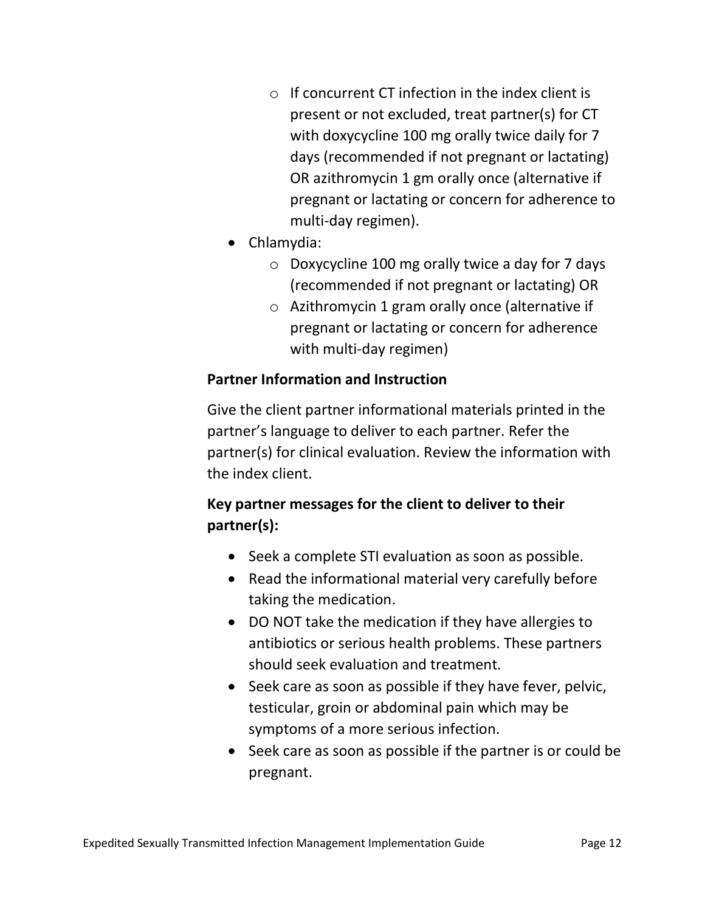- If concurrent CT infection in the index client is present or not excluded, treat partner(s) for CT with doxycycline 100 mg orally twice daily for 7 days (recommended if not pregnant or lactating) OR azithromycin 1 gm orally once (alternative if pregnant or lactating or concern for adherence to multi-day regimen).
- Chlamydia:
  - Doxycycline 100 mg orally twice a day for 7 days (recommended if not pregnant or lactating) OR
  - Azithromycin 1 gram orally once (alternative if pregnant or lactating or concern for adherence with multi-day regimen)

**Partner Information and Instruction**

Give the client partner informational materials printed in the partner's language to deliver to each partner. Refer the partner(s) for clinical evaluation. Review the information with the index client.

**Key partner messages for the client to deliver to their partner(s):**

- Seek a complete STI evaluation as soon as possible.
- Read the informational material very carefully before taking the medication.
- DO NOT take the medication if they have allergies to antibiotics or serious health problems. These partners should seek evaluation and treatment.
- Seek care as soon as possible if they have fever, pelvic, testicular, groin or abdominal pain which may be symptoms of a more serious infection.
- Seek care as soon as possible if the partner is or could be pregnant.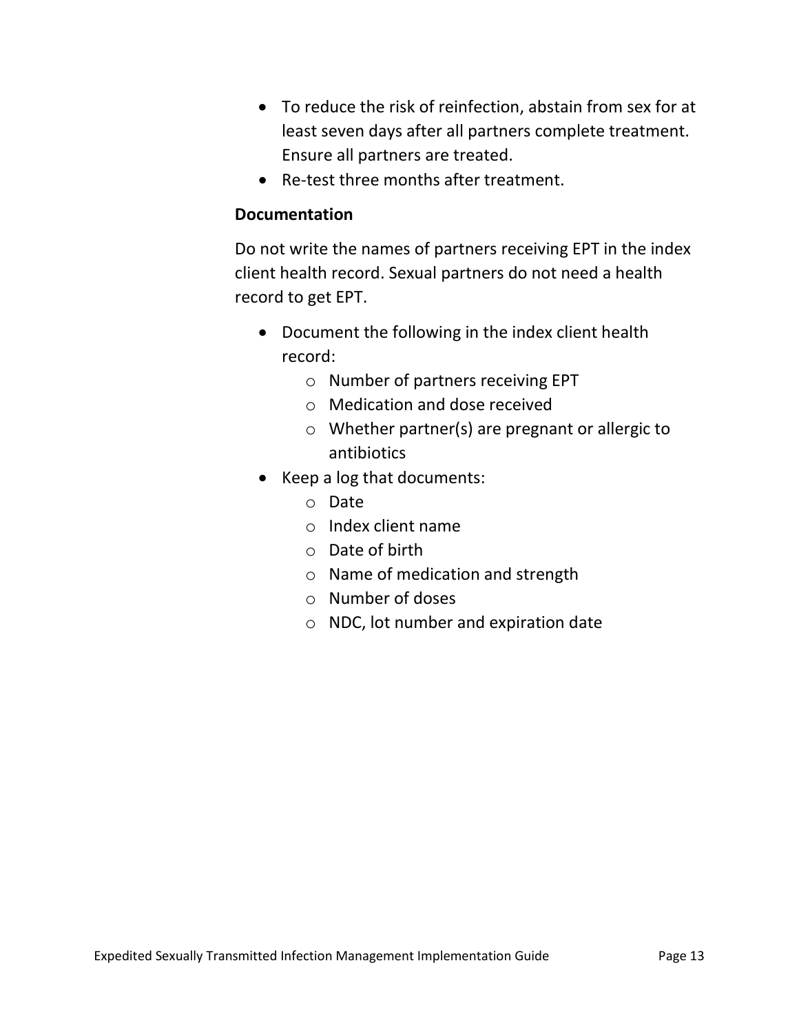- To reduce the risk of reinfection, abstain from sex for at least seven days after all partners complete treatment. Ensure all partners are treated.
- Re-test three months after treatment.

**Documentation**

Do not write the names of partners receiving EPT in the index client health record. Sexual partners do not need a health record to get EPT.

- Document the following in the index client health record:
  - Number of partners receiving EPT
  - Medication and dose received
  - Whether partner(s) are pregnant or allergic to antibiotics
- Keep a log that documents:
  - Date
  - Index client name
  - Date of birth
  - Name of medication and strength
  - Number of doses
  - NDC, lot number and expiration date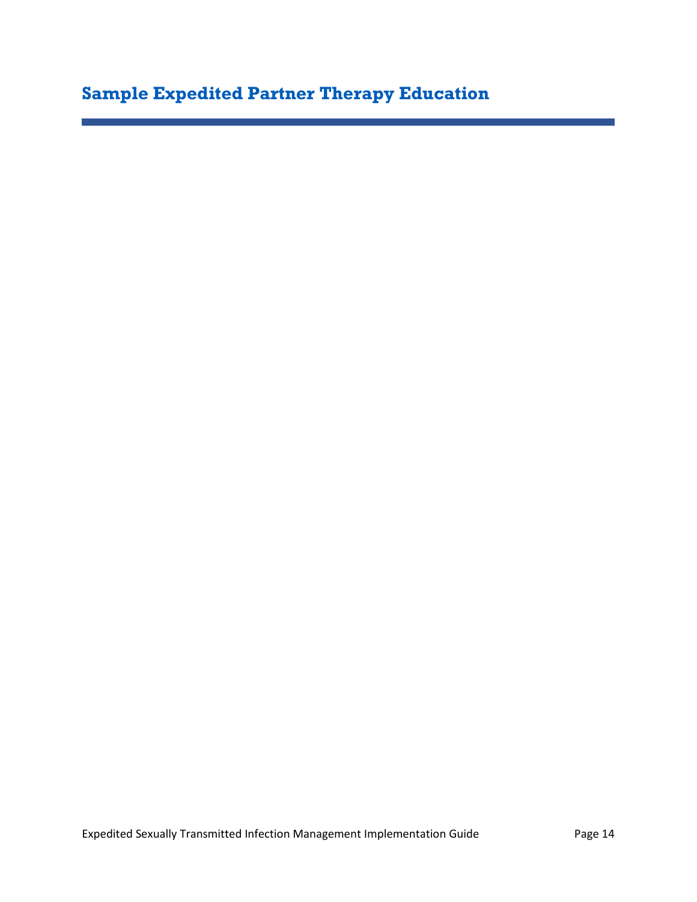## Sample Expedited Partner Therapy Education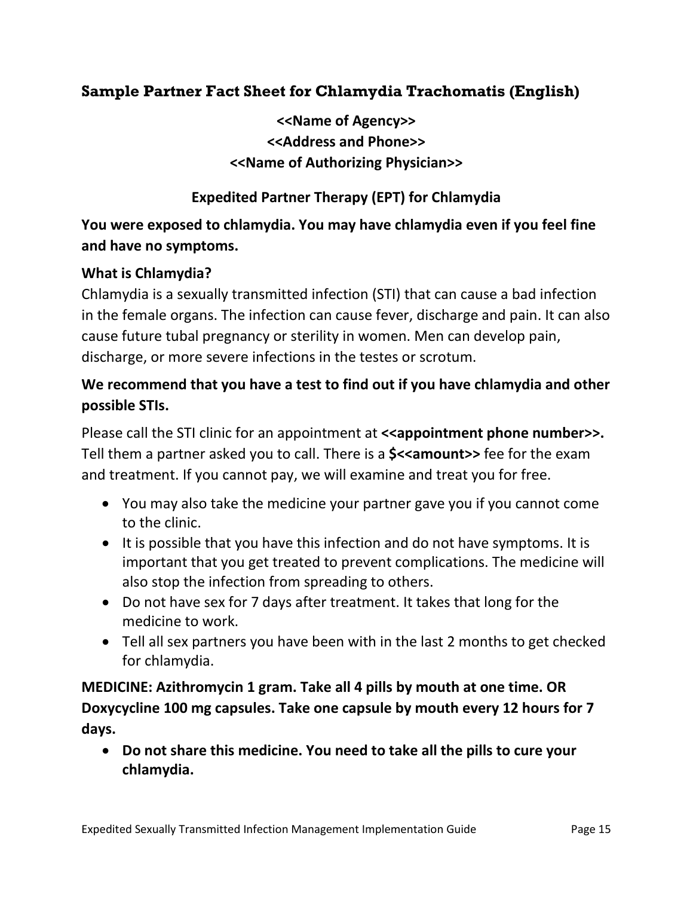## Sample Partner Fact Sheet for Chlamydia Trachomatis (English)

**<<Name of Agency>>**
**<<Address and Phone>>**
**<<Name of Authorizing Physician>>**

### Expedited Partner Therapy (EPT) for Chlamydia

**You were exposed to chlamydia. You may have chlamydia even if you feel fine and have no symptoms.**

**What is Chlamydia?**

Chlamydia is a sexually transmitted infection (STI) that can cause a bad infection in the female organs. The infection can cause fever, discharge and pain. It can also cause future tubal pregnancy or sterility in women. Men can develop pain, discharge, or more severe infections in the testes or scrotum.

**We recommend that you have a test to find out if you have chlamydia and other possible STIs.**

Please call the STI clinic for an appointment at **<<appointment phone number>>.** Tell them a partner asked you to call. There is a **$<<amount>>** fee for the exam and treatment. If you cannot pay, we will examine and treat you for free.

- You may also take the medicine your partner gave you if you cannot come to the clinic.
- It is possible that you have this infection and do not have symptoms. It is important that you get treated to prevent complications. The medicine will also stop the infection from spreading to others.
- Do not have sex for 7 days after treatment. It takes that long for the medicine to work.
- Tell all sex partners you have been with in the last 2 months to get checked for chlamydia.

**MEDICINE: Azithromycin 1 gram. Take all 4 pills by mouth at one time. OR Doxycycline 100 mg capsules. Take one capsule by mouth every 12 hours for 7 days.**

- **Do not share this medicine. You need to take all the pills to cure your chlamydia.**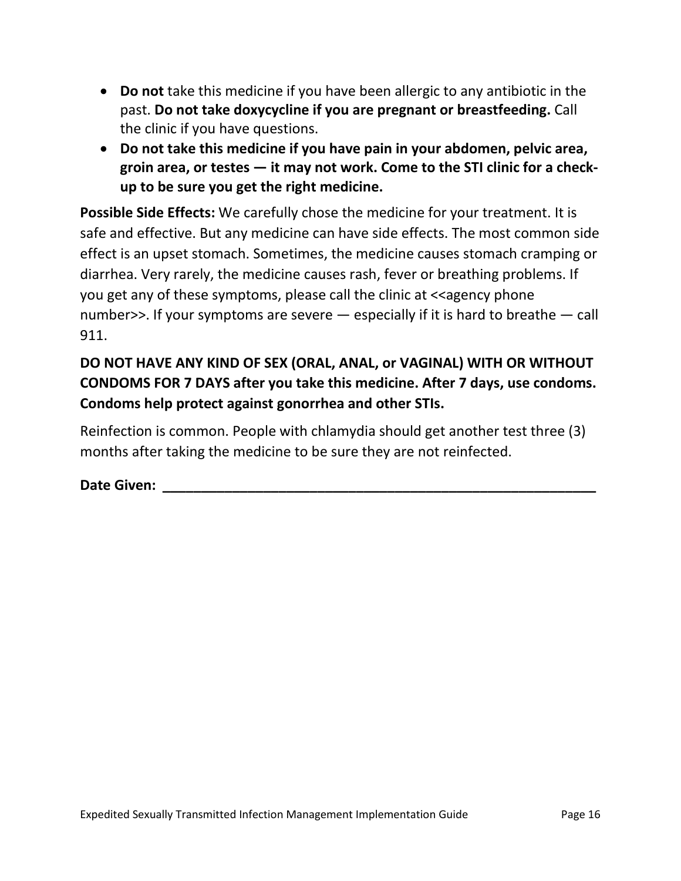- **Do not** take this medicine if you have been allergic to any antibiotic in the past. **Do not take doxycycline if you are pregnant or breastfeeding.** Call the clinic if you have questions.
- **Do not take this medicine if you have pain in your abdomen, pelvic area, groin area, or testes — it may not work. Come to the STI clinic for a check-up to be sure you get the right medicine.**

**Possible Side Effects:** We carefully chose the medicine for your treatment. It is safe and effective. But any medicine can have side effects. The most common side effect is an upset stomach. Sometimes, the medicine causes stomach cramping or diarrhea. Very rarely, the medicine causes rash, fever or breathing problems. If you get any of these symptoms, please call the clinic at <<agency phone number>>. If your symptoms are severe — especially if it is hard to breathe — call 911.

**DO NOT HAVE ANY KIND OF SEX (ORAL, ANAL, or VAGINAL) WITH OR WITHOUT CONDOMS FOR 7 DAYS after you take this medicine. After 7 days, use condoms. Condoms help protect against gonorrhea and other STIs.**

Reinfection is common. People with chlamydia should get another test three (3) months after taking the medicine to be sure they are not reinfected.

**Date Given:** ____________________________________________________________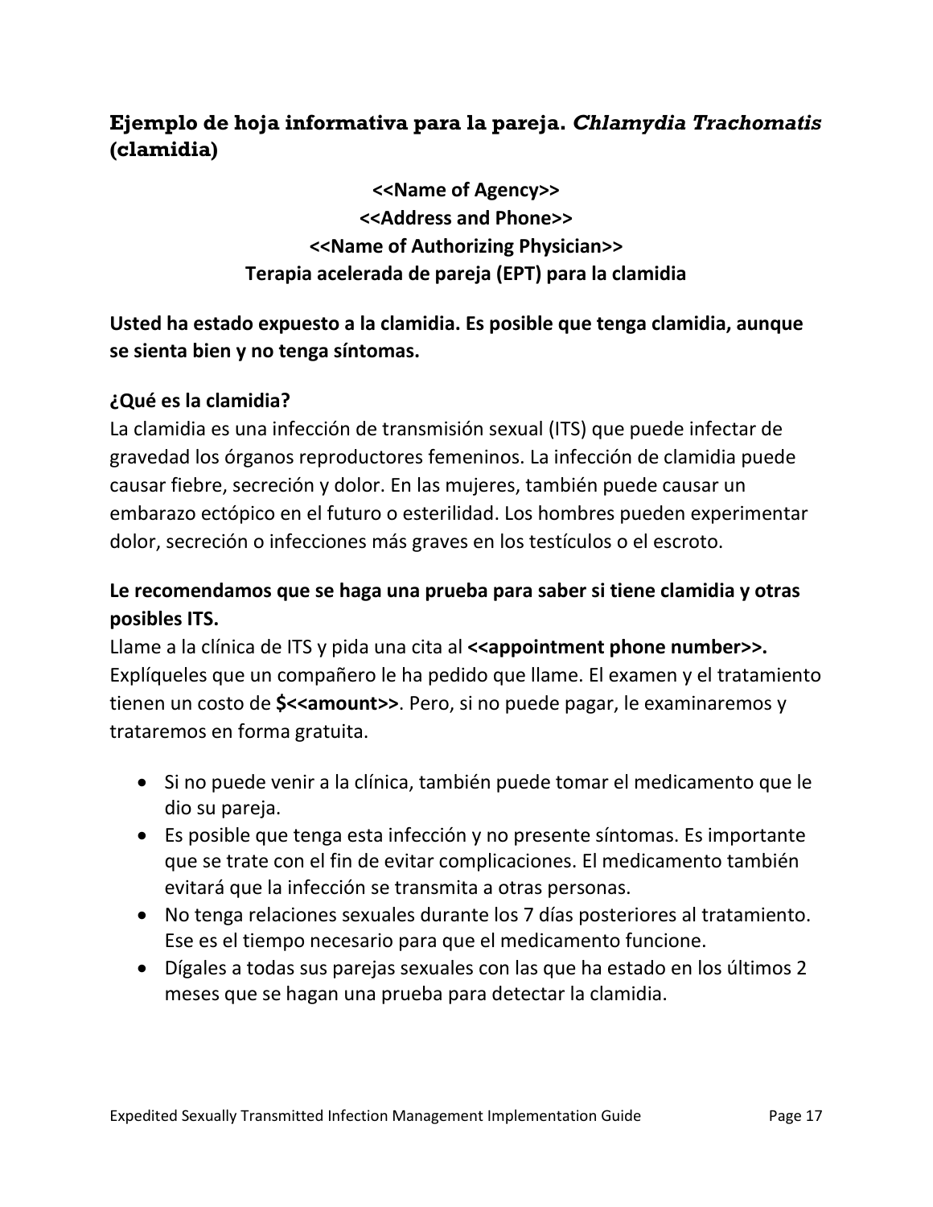## Ejemplo de hoja informativa para la pareja. *Chlamydia Trachomatis* (clamidia)

**<<Name of Agency>>**
**<<Address and Phone>>**
**<<Name of Authorizing Physician>>**
**Terapia acelerada de pareja (EPT) para la clamidia**

**Usted ha estado expuesto a la clamidia. Es posible que tenga clamidia, aunque se sienta bien y no tenga síntomas.**

### ¿Qué es la clamidia?

La clamidia es una infección de transmisión sexual (ITS) que puede infectar de gravedad los órganos reproductores femeninos. La infección de clamidia puede causar fiebre, secreción y dolor. En las mujeres, también puede causar un embarazo ectópico en el futuro o esterilidad. Los hombres pueden experimentar dolor, secreción o infecciones más graves en los testículos o el escroto.

### Le recomendamos que se haga una prueba para saber si tiene clamidia y otras posibles ITS.

Llame a la clínica de ITS y pida una cita al **<<appointment phone number>>.** Explíqueles que un compañero le ha pedido que llame. El examen y el tratamiento tienen un costo de **$<<amount>>**. Pero, si no puede pagar, le examinaremos y trataremos en forma gratuita.

- Si no puede venir a la clínica, también puede tomar el medicamento que le dio su pareja.
- Es posible que tenga esta infección y no presente síntomas. Es importante que se trate con el fin de evitar complicaciones. El medicamento también evitará que la infección se transmita a otras personas.
- No tenga relaciones sexuales durante los 7 días posteriores al tratamiento. Ese es el tiempo necesario para que el medicamento funcione.
- Dígales a todas sus parejas sexuales con las que ha estado en los últimos 2 meses que se hagan una prueba para detectar la clamidia.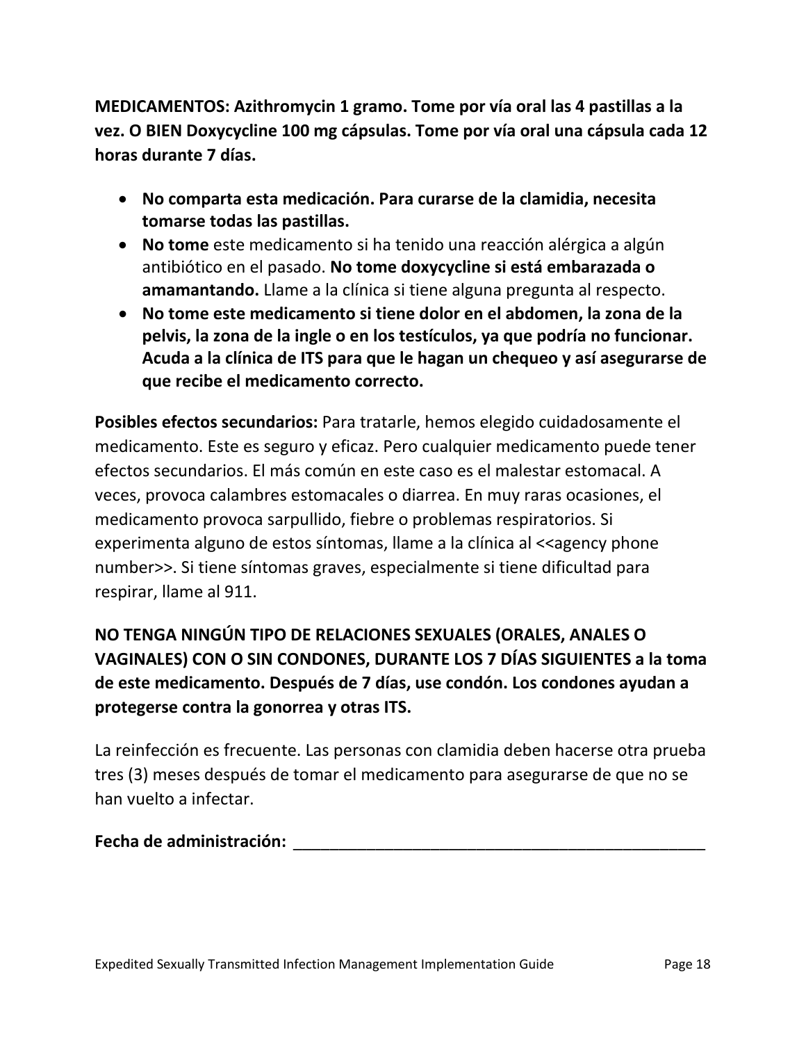**MEDICAMENTOS: Azithromycin 1 gramo. Tome por vía oral las 4 pastillas a la vez. O BIEN Doxycycline 100 mg cápsulas. Tome por vía oral una cápsula cada 12 horas durante 7 días.**

- **No comparta esta medicación. Para curarse de la clamidia, necesita tomarse todas las pastillas.**
- **No tome** este medicamento si ha tenido una reacción alérgica a algún antibiótico en el pasado. **No tome doxycycline si está embarazada o amamantando.** Llame a la clínica si tiene alguna pregunta al respecto.
- **No tome este medicamento si tiene dolor en el abdomen, la zona de la pelvis, la zona de la ingle o en los testículos, ya que podría no funcionar. Acuda a la clínica de ITS para que le hagan un chequeo y así asegurarse de que recibe el medicamento correcto.**

**Posibles efectos secundarios:** Para tratarle, hemos elegido cuidadosamente el medicamento. Este es seguro y eficaz. Pero cualquier medicamento puede tener efectos secundarios. El más común en este caso es el malestar estomacal. A veces, provoca calambres estomacales o diarrea. En muy raras ocasiones, el medicamento provoca sarpullido, fiebre o problemas respiratorios. Si experimenta alguno de estos síntomas, llame a la clínica al <<agency phone number>>. Si tiene síntomas graves, especialmente si tiene dificultad para respirar, llame al 911.

**NO TENGA NINGÚN TIPO DE RELACIONES SEXUALES (ORALES, ANALES O VAGINALES) CON O SIN CONDONES, DURANTE LOS 7 DÍAS SIGUIENTES a la toma de este medicamento. Después de 7 días, use condón. Los condones ayudan a protegerse contra la gonorrea y otras ITS.**

La reinfección es frecuente. Las personas con clamidia deben hacerse otra prueba tres (3) meses después de tomar el medicamento para asegurarse de que no se han vuelto a infectar.

**Fecha de administración:** ________________________________________________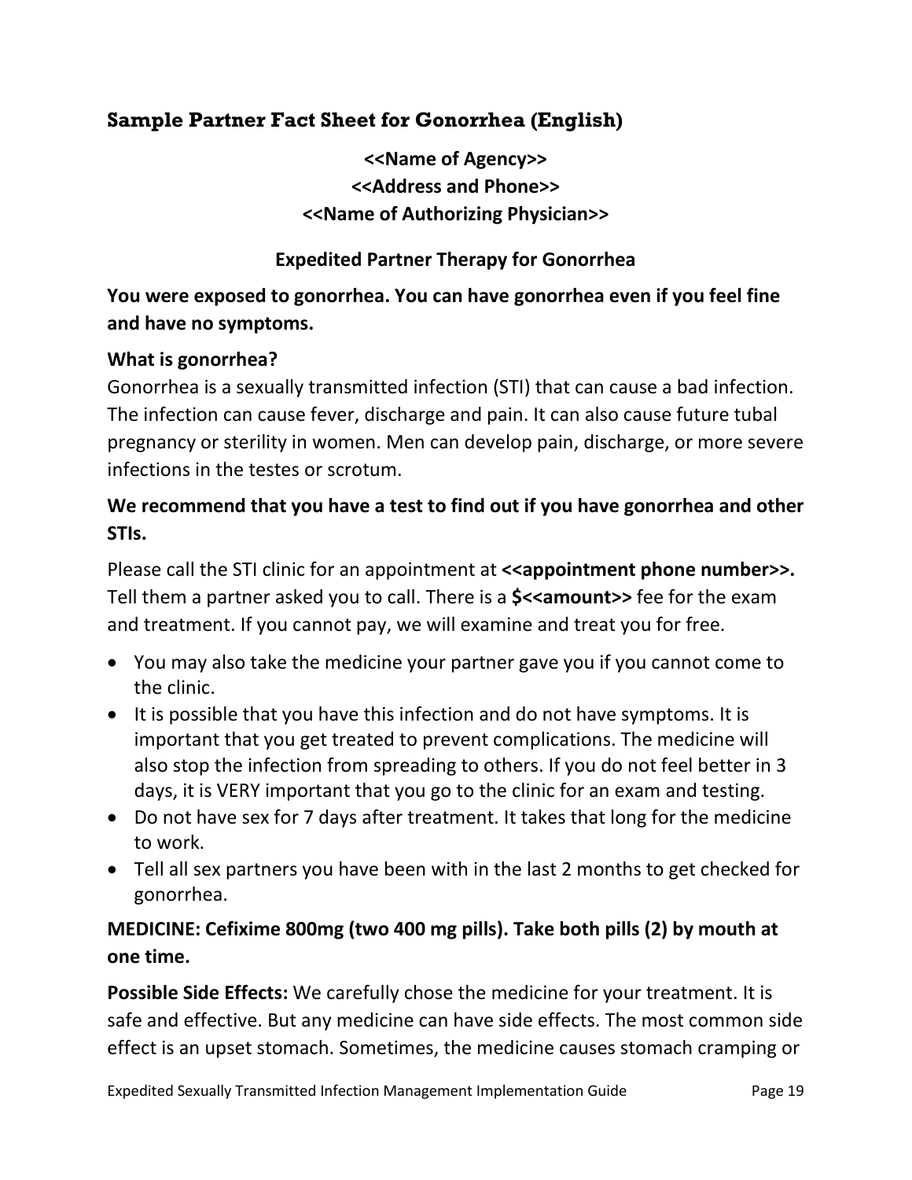## Sample Partner Fact Sheet for Gonorrhea (English)

**<<Name of Agency>>**
**<<Address and Phone>>**
**<<Name of Authorizing Physician>>**

**Expedited Partner Therapy for Gonorrhea**

**You were exposed to gonorrhea. You can have gonorrhea even if you feel fine and have no symptoms.**

**What is gonorrhea?**

Gonorrhea is a sexually transmitted infection (STI) that can cause a bad infection. The infection can cause fever, discharge and pain. It can also cause future tubal pregnancy or sterility in women. Men can develop pain, discharge, or more severe infections in the testes or scrotum.

**We recommend that you have a test to find out if you have gonorrhea and other STIs.**

Please call the STI clinic for an appointment at **<<appointment phone number>>.** Tell them a partner asked you to call. There is a **$<<amount>>** fee for the exam and treatment. If you cannot pay, we will examine and treat you for free.

- You may also take the medicine your partner gave you if you cannot come to the clinic.
- It is possible that you have this infection and do not have symptoms. It is important that you get treated to prevent complications. The medicine will also stop the infection from spreading to others. If you do not feel better in 3 days, it is VERY important that you go to the clinic for an exam and testing.
- Do not have sex for 7 days after treatment. It takes that long for the medicine to work.
- Tell all sex partners you have been with in the last 2 months to get checked for gonorrhea.

**MEDICINE: Cefixime 800mg (two 400 mg pills). Take both pills (2) by mouth at one time.**

**Possible Side Effects:** We carefully chose the medicine for your treatment. It is safe and effective. But any medicine can have side effects. The most common side effect is an upset stomach. Sometimes, the medicine causes stomach cramping or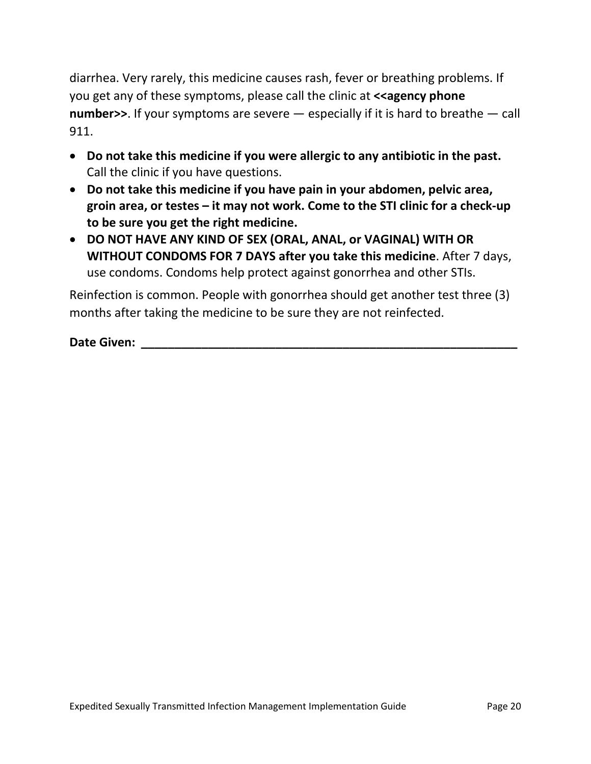diarrhea. Very rarely, this medicine causes rash, fever or breathing problems. If you get any of these symptoms, please call the clinic at **<<agency phone number>>**. If your symptoms are severe — especially if it is hard to breathe — call 911.

- **Do not take this medicine if you were allergic to any antibiotic in the past.** Call the clinic if you have questions.
- **Do not take this medicine if you have pain in your abdomen, pelvic area, groin area, or testes – it may not work. Come to the STI clinic for a check-up to be sure you get the right medicine.**
- **DO NOT HAVE ANY KIND OF SEX (ORAL, ANAL, or VAGINAL) WITH OR WITHOUT CONDOMS FOR 7 DAYS after you take this medicine**. After 7 days, use condoms. Condoms help protect against gonorrhea and other STIs.

Reinfection is common. People with gonorrhea should get another test three (3) months after taking the medicine to be sure they are not reinfected.

**Date Given: \_\_\_\_\_\_\_\_\_\_\_\_\_\_\_\_\_\_\_\_\_\_\_\_\_\_\_\_\_\_\_\_\_\_\_\_\_\_\_\_\_\_\_\_\_\_\_\_\_\_\_\_\_\_\_\_**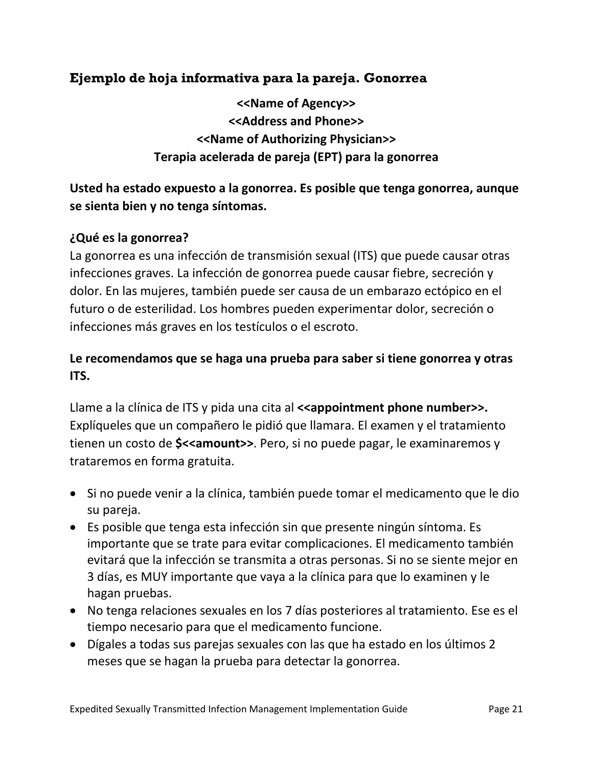### Ejemplo de hoja informativa para la pareja. Gonorrea

**<<Name of Agency>>**
**<<Address and Phone>>**
**<<Name of Authorizing Physician>>**
**Terapia acelerada de pareja (EPT) para la gonorrea**

**Usted ha estado expuesto a la gonorrea. Es posible que tenga gonorrea, aunque se sienta bien y no tenga síntomas.**

**¿Qué es la gonorrea?**
La gonorrea es una infección de transmisión sexual (ITS) que puede causar otras infecciones graves. La infección de gonorrea puede causar fiebre, secreción y dolor. En las mujeres, también puede ser causa de un embarazo ectópico en el futuro o de esterilidad. Los hombres pueden experimentar dolor, secreción o infecciones más graves en los testículos o el escroto.

**Le recomendamos que se haga una prueba para saber si tiene gonorrea y otras ITS.**

Llame a la clínica de ITS y pida una cita al **<<appointment phone number>>.** Explíqueles que un compañero le pidió que llamara. El examen y el tratamiento tienen un costo de **$<<amount>>**. Pero, si no puede pagar, le examinaremos y trataremos en forma gratuita.

- Si no puede venir a la clínica, también puede tomar el medicamento que le dio su pareja.
- Es posible que tenga esta infección sin que presente ningún síntoma. Es importante que se trate para evitar complicaciones. El medicamento también evitará que la infección se transmita a otras personas. Si no se siente mejor en 3 días, es MUY importante que vaya a la clínica para que lo examinen y le hagan pruebas.
- No tenga relaciones sexuales en los 7 días posteriores al tratamiento. Ese es el tiempo necesario para que el medicamento funcione.
- Dígales a todas sus parejas sexuales con las que ha estado en los últimos 2 meses que se hagan la prueba para detectar la gonorrea.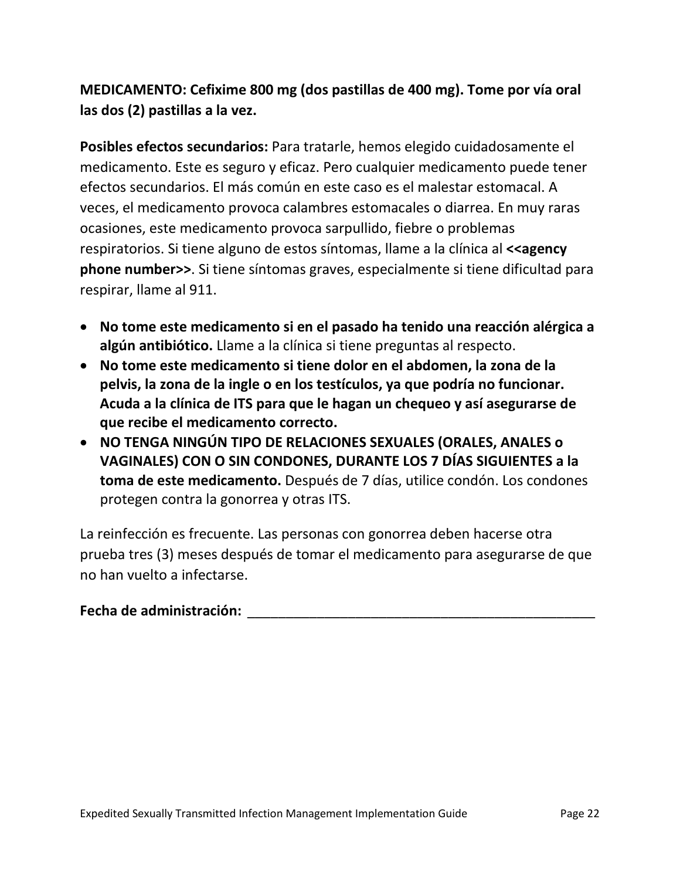**MEDICAMENTO: Cefixime 800 mg (dos pastillas de 400 mg). Tome por vía oral las dos (2) pastillas a la vez.**

**Posibles efectos secundarios:** Para tratarle, hemos elegido cuidadosamente el medicamento. Este es seguro y eficaz. Pero cualquier medicamento puede tener efectos secundarios. El más común en este caso es el malestar estomacal. A veces, el medicamento provoca calambres estomacales o diarrea. En muy raras ocasiones, este medicamento provoca sarpullido, fiebre o problemas respiratorios. Si tiene alguno de estos síntomas, llame a la clínica al **<<agency phone number>>**. Si tiene síntomas graves, especialmente si tiene dificultad para respirar, llame al 911.

- **No tome este medicamento si en el pasado ha tenido una reacción alérgica a algún antibiótico.** Llame a la clínica si tiene preguntas al respecto.
- **No tome este medicamento si tiene dolor en el abdomen, la zona de la pelvis, la zona de la ingle o en los testículos, ya que podría no funcionar. Acuda a la clínica de ITS para que le hagan un chequeo y así asegurarse de que recibe el medicamento correcto.**
- **NO TENGA NINGÚN TIPO DE RELACIONES SEXUALES (ORALES, ANALES o VAGINALES) CON O SIN CONDONES, DURANTE LOS 7 DÍAS SIGUIENTES a la toma de este medicamento.** Después de 7 días, utilice condón. Los condones protegen contra la gonorrea y otras ITS.

La reinfección es frecuente. Las personas con gonorrea deben hacerse otra prueba tres (3) meses después de tomar el medicamento para asegurarse de que no han vuelto a infectarse.

**Fecha de administración:** _______________________________________________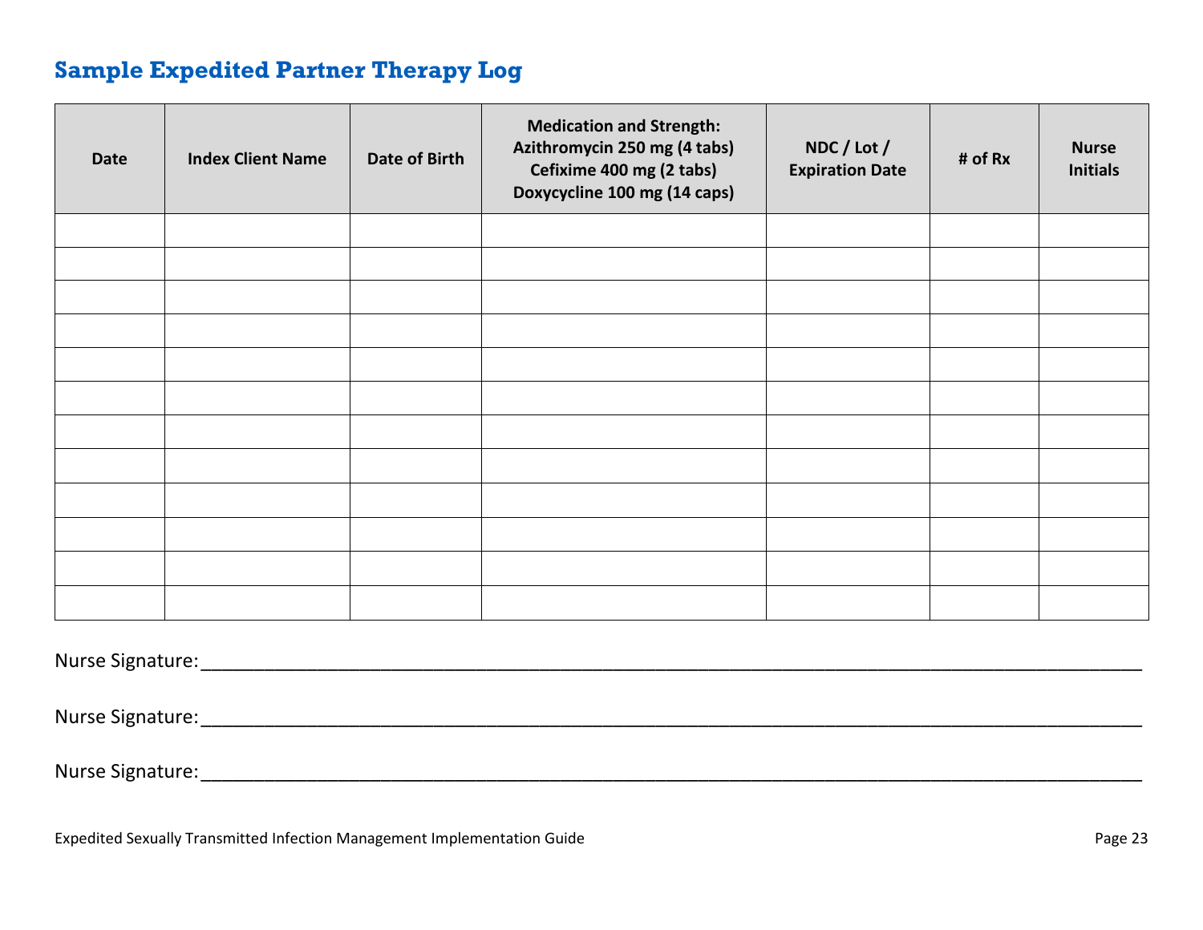## Sample Expedited Partner Therapy Log

| Date | Index Client Name | Date of Birth | Medication and Strength: Azithromycin 250 mg (4 tabs) Cefixime 400 mg (2 tabs) Doxycycline 100 mg (14 caps) | NDC / Lot / Expiration Date | # of Rx | Nurse Initials |
|---|---|---|---|---|---|---|
| | | | | | | |
| | | | | | | |
| | | | | | | |
| | | | | | | |
| | | | | | | |
| | | | | | | |
| | | | | | | |
| | | | | | | |
| | | | | | | |
| | | | | | | |
| | | | | | | |
| | | | | | | |

Nurse Signature:_______________________________________________________________________________

Nurse Signature:_______________________________________________________________________________

Nurse Signature:_______________________________________________________________________________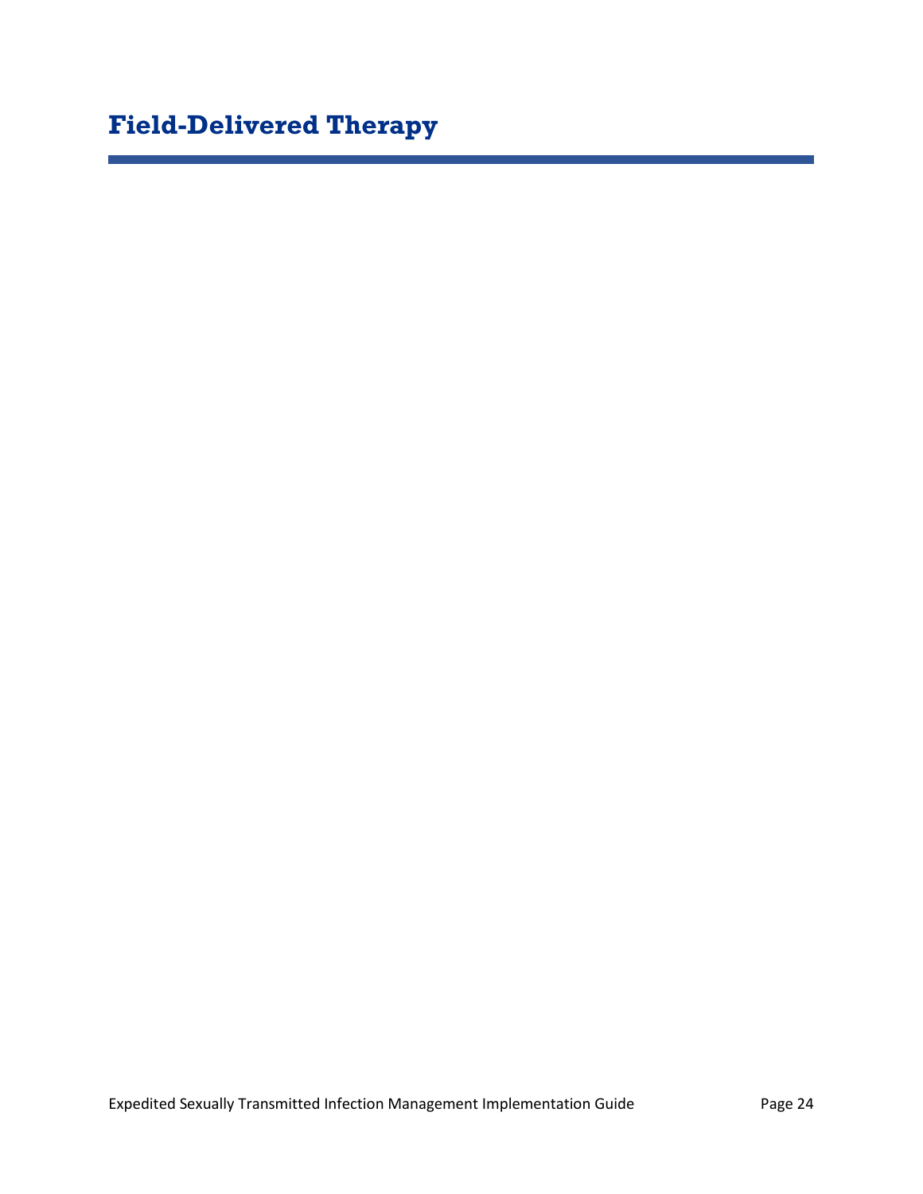# Field-Delivered Therapy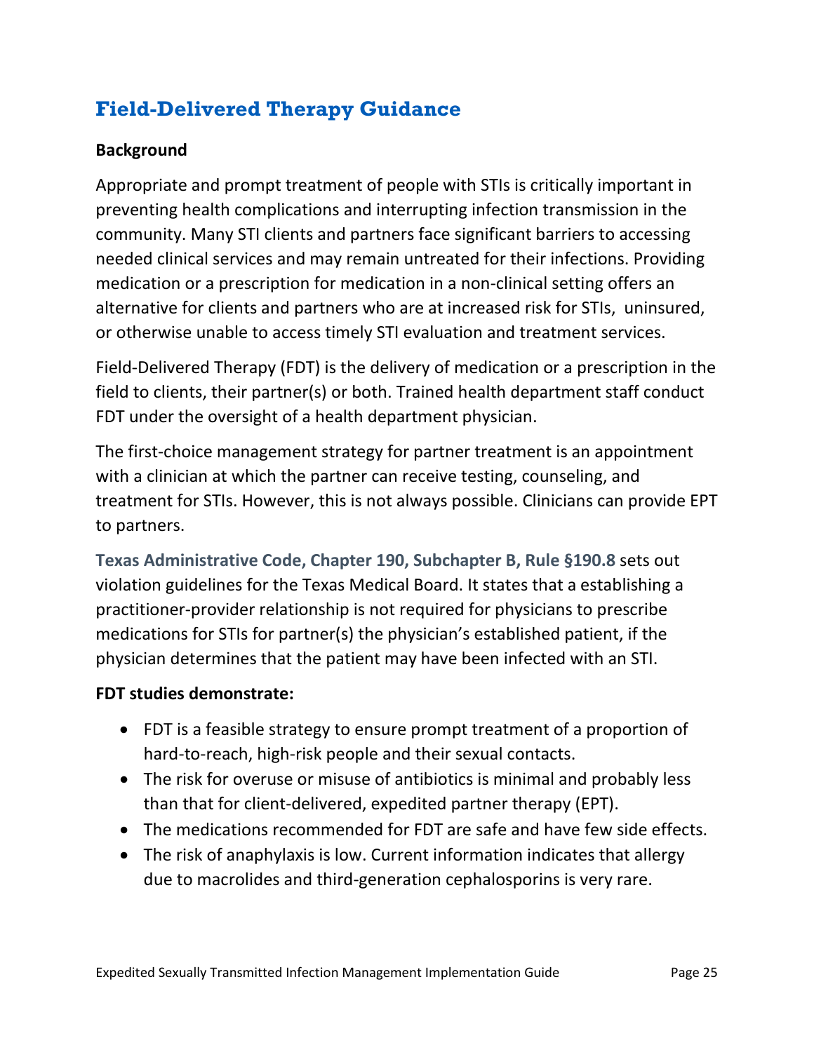## Field-Delivered Therapy Guidance

**Background**

Appropriate and prompt treatment of people with STIs is critically important in preventing health complications and interrupting infection transmission in the community. Many STI clients and partners face significant barriers to accessing needed clinical services and may remain untreated for their infections. Providing medication or a prescription for medication in a non-clinical setting offers an alternative for clients and partners who are at increased risk for STIs, uninsured, or otherwise unable to access timely STI evaluation and treatment services.

Field-Delivered Therapy (FDT) is the delivery of medication or a prescription in the field to clients, their partner(s) or both. Trained health department staff conduct FDT under the oversight of a health department physician.

The first-choice management strategy for partner treatment is an appointment with a clinician at which the partner can receive testing, counseling, and treatment for STIs. However, this is not always possible. Clinicians can provide EPT to partners.

**Texas Administrative Code, Chapter 190, Subchapter B, Rule §190.8** sets out violation guidelines for the Texas Medical Board. It states that a establishing a practitioner-provider relationship is not required for physicians to prescribe medications for STIs for partner(s) the physician's established patient, if the physician determines that the patient may have been infected with an STI.

**FDT studies demonstrate:**

- FDT is a feasible strategy to ensure prompt treatment of a proportion of hard-to-reach, high-risk people and their sexual contacts.
- The risk for overuse or misuse of antibiotics is minimal and probably less than that for client-delivered, expedited partner therapy (EPT).
- The medications recommended for FDT are safe and have few side effects.
- The risk of anaphylaxis is low. Current information indicates that allergy due to macrolides and third-generation cephalosporins is very rare.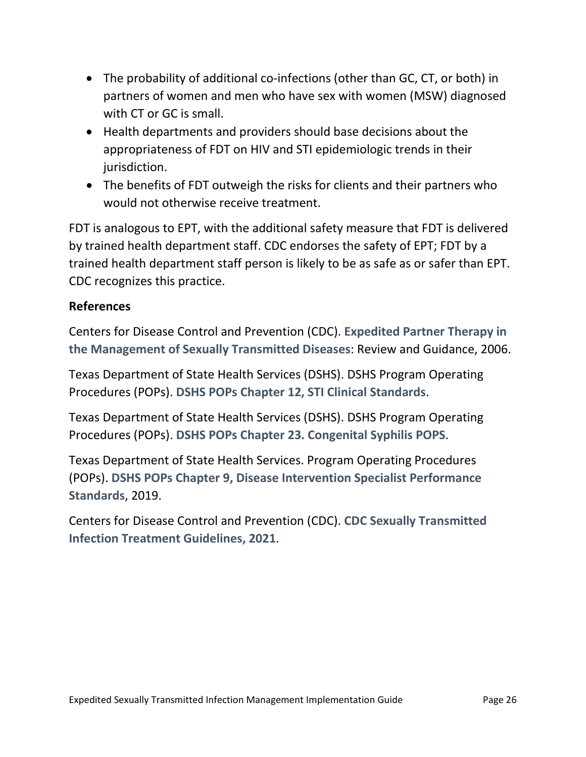- The probability of additional co-infections (other than GC, CT, or both) in partners of women and men who have sex with women (MSW) diagnosed with CT or GC is small.
- Health departments and providers should base decisions about the appropriateness of FDT on HIV and STI epidemiologic trends in their jurisdiction.
- The benefits of FDT outweigh the risks for clients and their partners who would not otherwise receive treatment.

FDT is analogous to EPT, with the additional safety measure that FDT is delivered by trained health department staff. CDC endorses the safety of EPT; FDT by a trained health department staff person is likely to be as safe as or safer than EPT. CDC recognizes this practice.

**References**

Centers for Disease Control and Prevention (CDC). **Expedited Partner Therapy in the Management of Sexually Transmitted Diseases**: Review and Guidance, 2006.

Texas Department of State Health Services (DSHS). DSHS Program Operating Procedures (POPs). **DSHS POPs Chapter 12, STI Clinical Standards**.

Texas Department of State Health Services (DSHS). DSHS Program Operating Procedures (POPs). **DSHS POPs Chapter 23. Congenital Syphilis POPS**.

Texas Department of State Health Services. Program Operating Procedures (POPs). **DSHS POPs Chapter 9, Disease Intervention Specialist Performance Standards**, 2019.

Centers for Disease Control and Prevention (CDC). **CDC Sexually Transmitted Infection Treatment Guidelines, 2021**.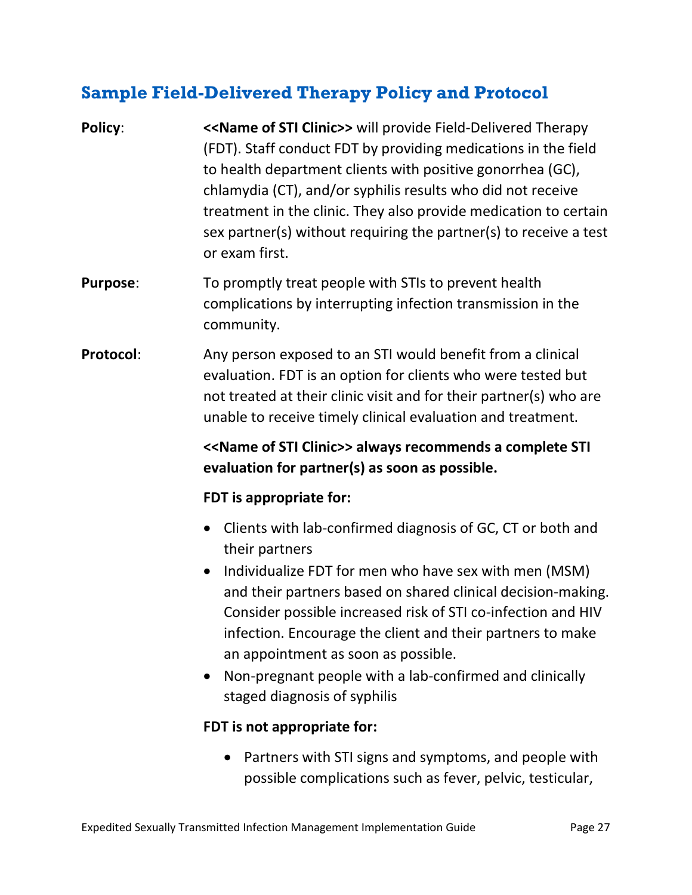## Sample Field-Delivered Therapy Policy and Protocol

**Policy**: **<<Name of STI Clinic>>** will provide Field-Delivered Therapy (FDT). Staff conduct FDT by providing medications in the field to health department clients with positive gonorrhea (GC), chlamydia (CT), and/or syphilis results who did not receive treatment in the clinic. They also provide medication to certain sex partner(s) without requiring the partner(s) to receive a test or exam first.

**Purpose**: To promptly treat people with STIs to prevent health complications by interrupting infection transmission in the community.

**Protocol**: Any person exposed to an STI would benefit from a clinical evaluation. FDT is an option for clients who were tested but not treated at their clinic visit and for their partner(s) who are unable to receive timely clinical evaluation and treatment.

**<<Name of STI Clinic>> always recommends a complete STI evaluation for partner(s) as soon as possible.**

**FDT is appropriate for:**

- Clients with lab-confirmed diagnosis of GC, CT or both and their partners
- Individualize FDT for men who have sex with men (MSM) and their partners based on shared clinical decision-making. Consider possible increased risk of STI co-infection and HIV infection. Encourage the client and their partners to make an appointment as soon as possible.
- Non-pregnant people with a lab-confirmed and clinically staged diagnosis of syphilis

**FDT is not appropriate for:**

- Partners with STI signs and symptoms, and people with possible complications such as fever, pelvic, testicular,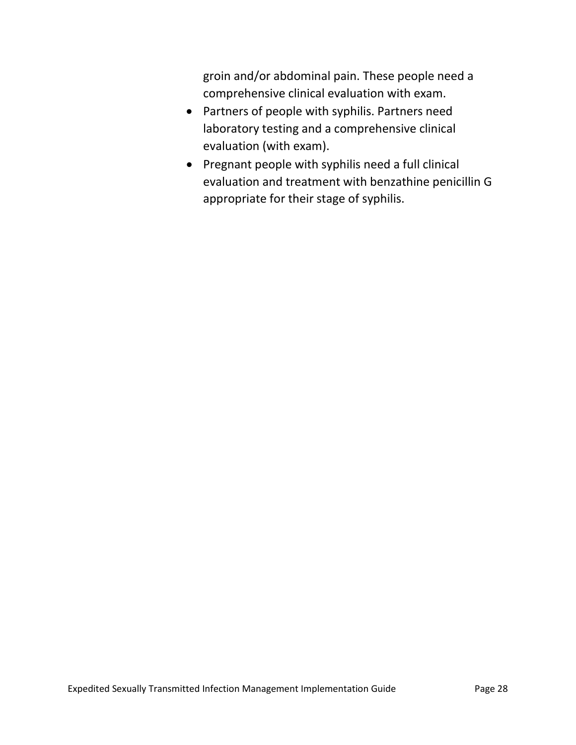groin and/or abdominal pain. These people need a comprehensive clinical evaluation with exam.

- Partners of people with syphilis. Partners need laboratory testing and a comprehensive clinical evaluation (with exam).
- Pregnant people with syphilis need a full clinical evaluation and treatment with benzathine penicillin G appropriate for their stage of syphilis.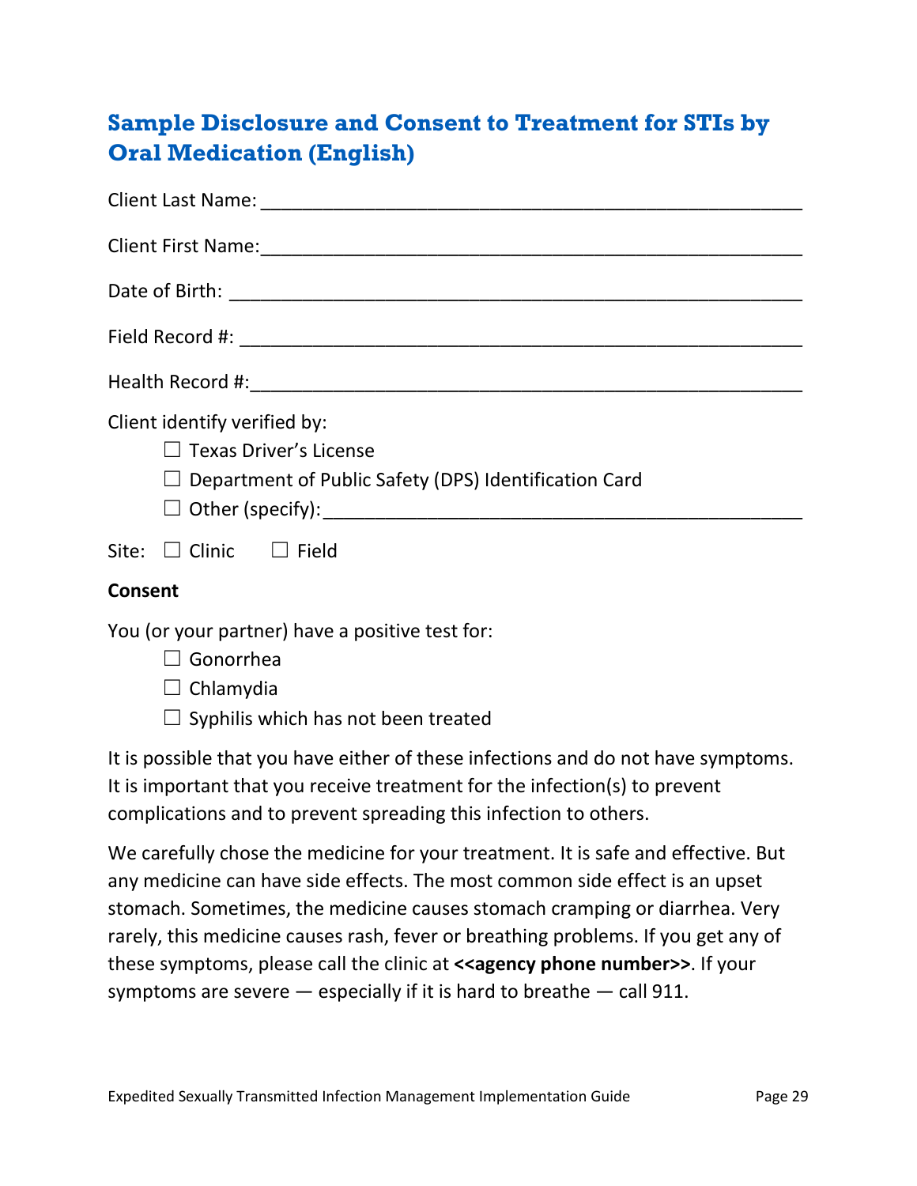## Sample Disclosure and Consent to Treatment for STIs by Oral Medication (English)

Client Last Name: ____________________________________________________

Client First Name: ____________________________________________________

Date of Birth: ____________________________________________________

Field Record #: ____________________________________________________

Health Record #: ____________________________________________________

Client identify verified by:

- ☐ Texas Driver's License
- ☐ Department of Public Safety (DPS) Identification Card
- ☐ Other (specify): ____________________________________________

Site: ☐ Clinic ☐ Field

**Consent**

You (or your partner) have a positive test for:

- ☐ Gonorrhea
- ☐ Chlamydia
- ☐ Syphilis which has not been treated

It is possible that you have either of these infections and do not have symptoms. It is important that you receive treatment for the infection(s) to prevent complications and to prevent spreading this infection to others.

We carefully chose the medicine for your treatment. It is safe and effective. But any medicine can have side effects. The most common side effect is an upset stomach. Sometimes, the medicine causes stomach cramping or diarrhea. Very rarely, this medicine causes rash, fever or breathing problems. If you get any of these symptoms, please call the clinic at **<<agency phone number>>**. If your symptoms are severe — especially if it is hard to breathe — call 911.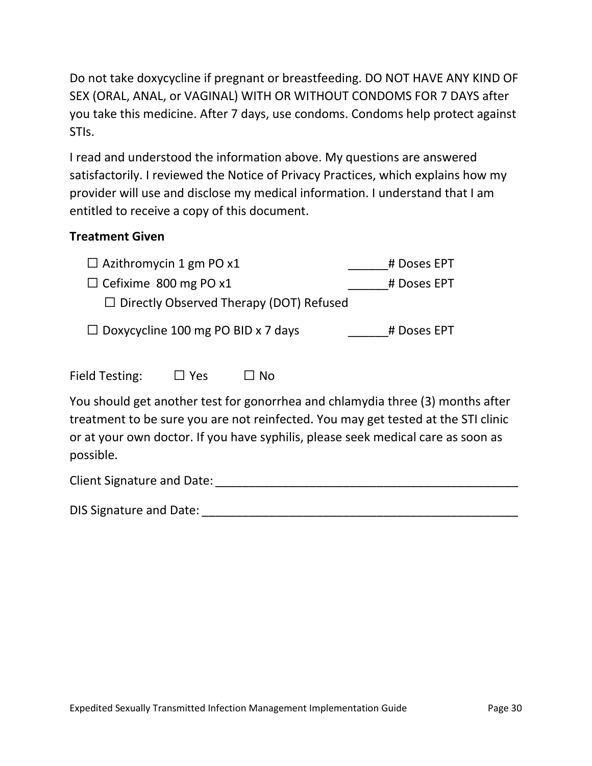Do not take doxycycline if pregnant or breastfeeding. DO NOT HAVE ANY KIND OF SEX (ORAL, ANAL, or VAGINAL) WITH OR WITHOUT CONDOMS FOR 7 DAYS after you take this medicine. After 7 days, use condoms. Condoms help protect against STIs.

I read and understood the information above. My questions are answered satisfactorily. I reviewed the Notice of Privacy Practices, which explains how my provider will use and disclose my medical information. I understand that I am entitled to receive a copy of this document.

**Treatment Given**

☐ Azithromycin 1 gm PO x1 ______# Doses EPT

☐ Cefixime 800 mg PO x1 ______# Doses EPT

☐ Directly Observed Therapy (DOT) Refused

☐ Doxycycline 100 mg PO BID x 7 days ______# Doses EPT

Field Testing: ☐ Yes ☐ No

You should get another test for gonorrhea and chlamydia three (3) months after treatment to be sure you are not reinfected. You may get tested at the STI clinic or at your own doctor. If you have syphilis, please seek medical care as soon as possible.

Client Signature and Date: _______________________________________________

DIS Signature and Date: _________________________________________________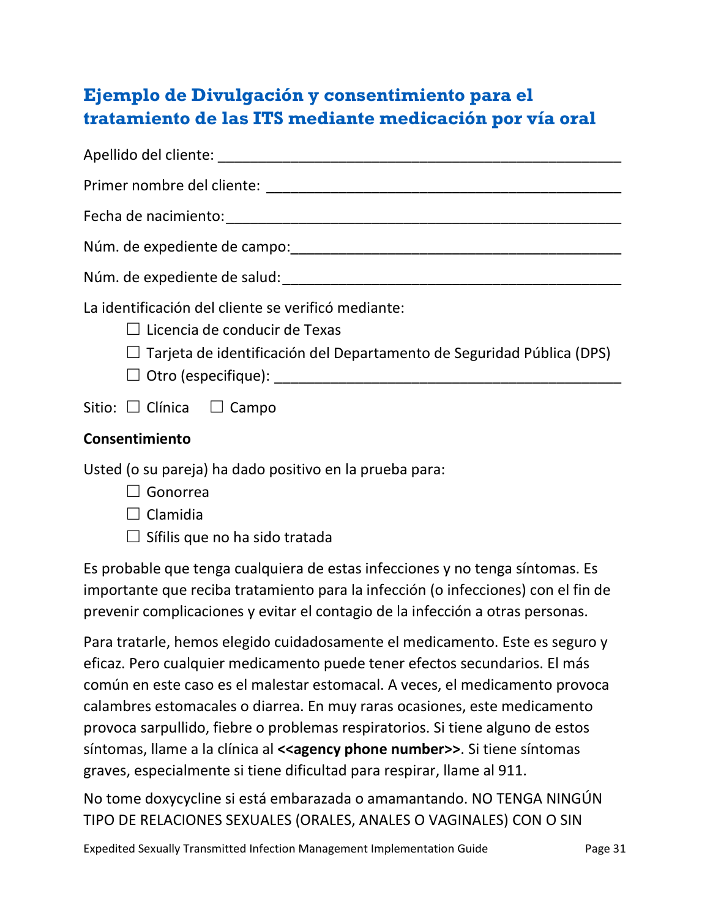## Ejemplo de Divulgación y consentimiento para el tratamiento de las ITS mediante medicación por vía oral

Apellido del cliente: ___________________________________________________

Primer nombre del cliente: _____________________________________________

Fecha de nacimiento:___________________________________________________

Núm. de expediente de campo:___________________________________________

Núm. de expediente de salud:____________________________________________

La identificación del cliente se verificó mediante:

- ☐ Licencia de conducir de Texas
- ☐ Tarjeta de identificación del Departamento de Seguridad Pública (DPS)
- ☐ Otro (especifique): ________________________________________________

Sitio: ☐ Clínica ☐ Campo

**Consentimiento**

Usted (o su pareja) ha dado positivo en la prueba para:

- ☐ Gonorrea
- ☐ Clamidia
- ☐ Sífilis que no ha sido tratada

Es probable que tenga cualquiera de estas infecciones y no tenga síntomas. Es importante que reciba tratamiento para la infección (o infecciones) con el fin de prevenir complicaciones y evitar el contagio de la infección a otras personas.

Para tratarle, hemos elegido cuidadosamente el medicamento. Este es seguro y eficaz. Pero cualquier medicamento puede tener efectos secundarios. El más común en este caso es el malestar estomacal. A veces, el medicamento provoca calambres estomacales o diarrea. En muy raras ocasiones, este medicamento provoca sarpullido, fiebre o problemas respiratorios. Si tiene alguno de estos síntomas, llame a la clínica al **<<agency phone number>>**. Si tiene síntomas graves, especialmente si tiene dificultad para respirar, llame al 911.

No tome doxycycline si está embarazada o amamantando. NO TENGA NINGÚN TIPO DE RELACIONES SEXUALES (ORALES, ANALES O VAGINALES) CON O SIN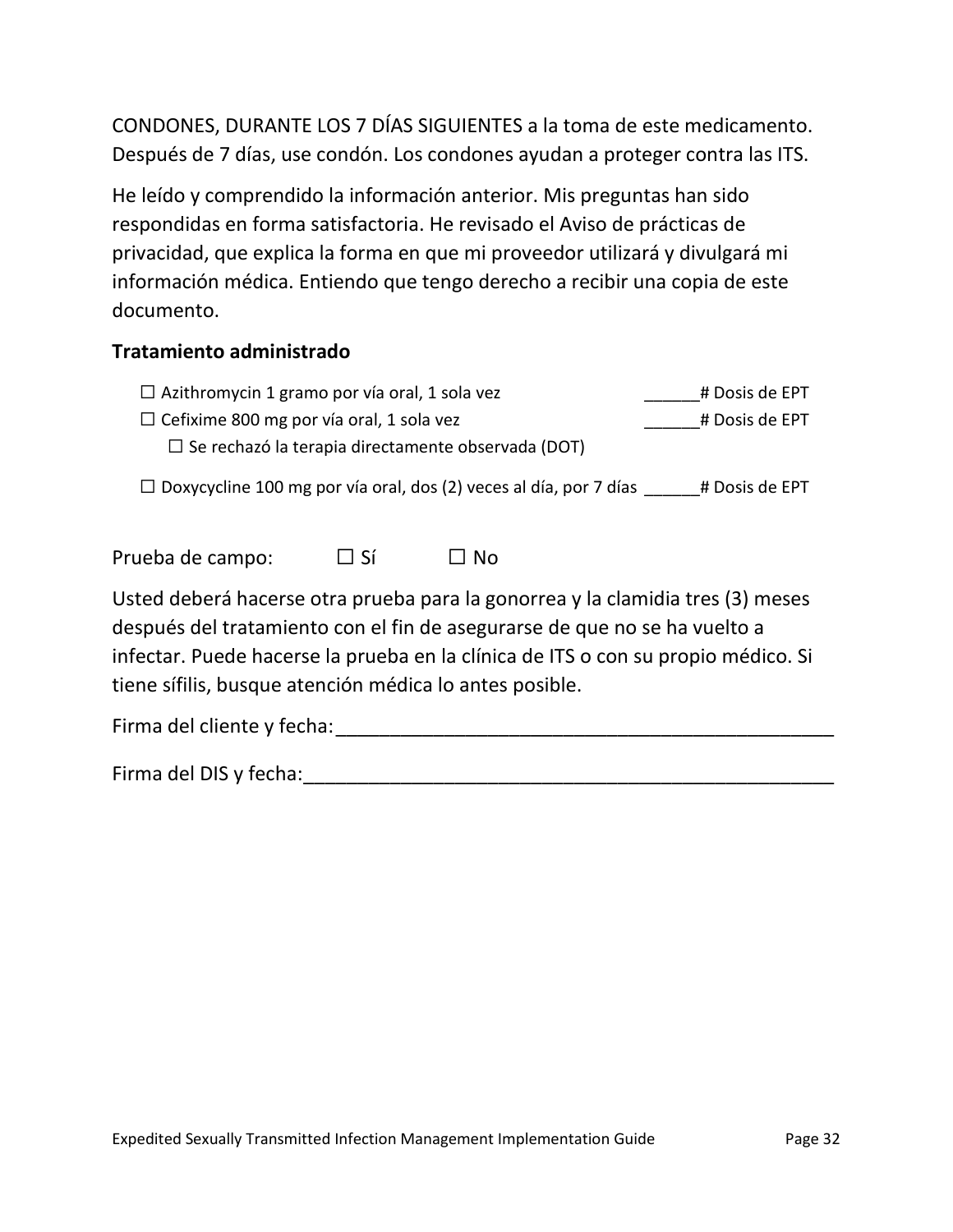CONDONES, DURANTE LOS 7 DÍAS SIGUIENTES a la toma de este medicamento. Después de 7 días, use condón. Los condones ayudan a proteger contra las ITS.

He leído y comprendido la información anterior. Mis preguntas han sido respondidas en forma satisfactoria. He revisado el Aviso de prácticas de privacidad, que explica la forma en que mi proveedor utilizará y divulgará mi información médica. Entiendo que tengo derecho a recibir una copia de este documento.

**Tratamiento administrado**

☐ Azithromycin 1 gramo por vía oral, 1 sola vez ______# Dosis de EPT

☐ Cefixime 800 mg por vía oral, 1 sola vez ______# Dosis de EPT

  ☐ Se rechazó la terapia directamente observada (DOT)

☐ Doxycycline 100 mg por vía oral, dos (2) veces al día, por 7 días ______# Dosis de EPT

Prueba de campo: ☐ Sí ☐ No

Usted deberá hacerse otra prueba para la gonorrea y la clamidia tres (3) meses después del tratamiento con el fin de asegurarse de que no se ha vuelto a infectar. Puede hacerse la prueba en la clínica de ITS o con su propio médico. Si tiene sífilis, busque atención médica lo antes posible.

Firma del cliente y fecha:_______________________________________________

Firma del DIS y fecha:__________________________________________________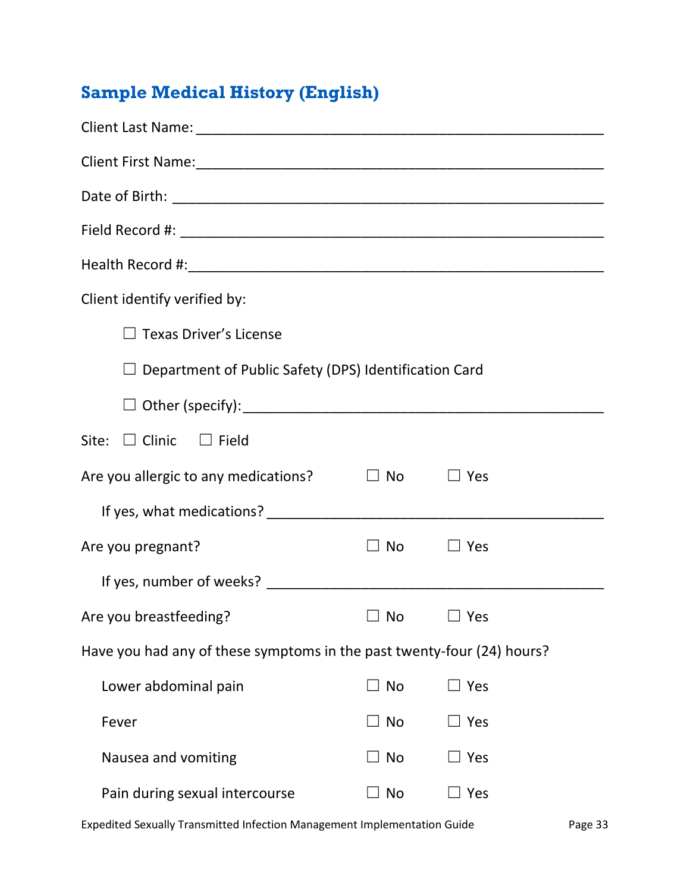## Sample Medical History (English)

Client Last Name: ____________________________________________________

Client First Name:____________________________________________________

Date of Birth: ______________________________________________________

Field Record #: _____________________________________________________

Health Record #:_____________________________________________________

Client identify verified by:

☐ Texas Driver's License

☐ Department of Public Safety (DPS) Identification Card

☐ Other (specify):_______________________________________________

Site: ☐ Clinic ☐ Field

Are you allergic to any medications? ☐ No ☐ Yes

If yes, what medications? _________________________________________

Are you pregnant? ☐ No ☐ Yes

If yes, number of weeks? _________________________________________

Are you breastfeeding? ☐ No ☐ Yes

Have you had any of these symptoms in the past twenty-four (24) hours?

| | | |
|---|---|---|
| Lower abdominal pain | ☐ No | ☐ Yes |
| Fever | ☐ No | ☐ Yes |
| Nausea and vomiting | ☐ No | ☐ Yes |
| Pain during sexual intercourse | ☐ No | ☐ Yes |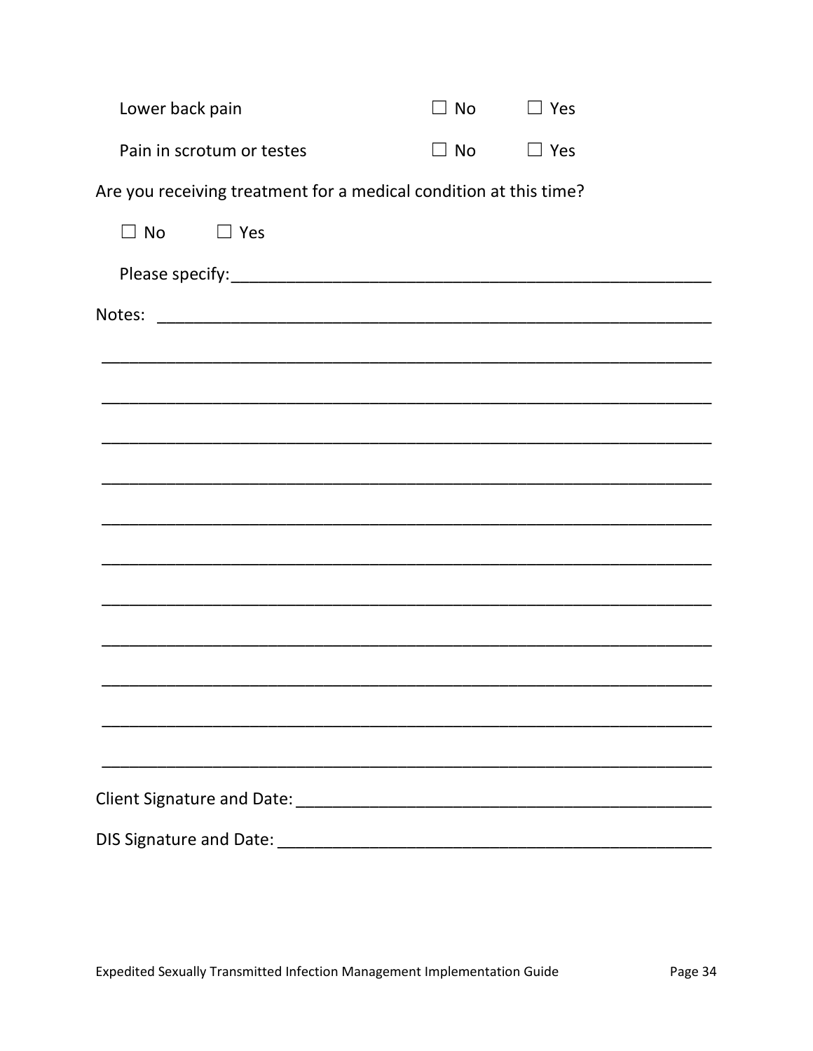Lower back pain ☐ No ☐ Yes

Pain in scrotum or testes ☐ No ☐ Yes

Are you receiving treatment for a medical condition at this time?

☐ No ☐ Yes

Please specify:_____________________________________________________

Notes: ___________________________________________________________

_________________________________________________________________

_________________________________________________________________

_________________________________________________________________

_________________________________________________________________

_________________________________________________________________

_________________________________________________________________

_________________________________________________________________

_________________________________________________________________

_________________________________________________________________

_________________________________________________________________

_________________________________________________________________

Client Signature and Date: _____________________________________________

DIS Signature and Date: _______________________________________________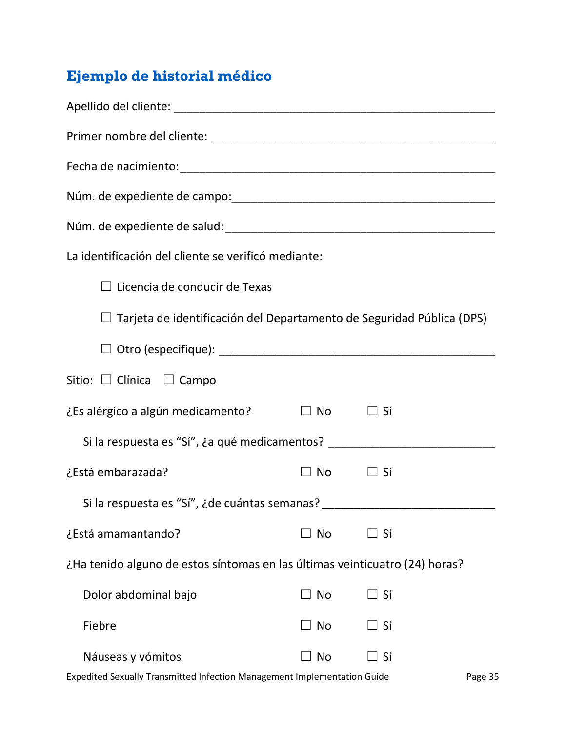## Ejemplo de historial médico

Apellido del cliente: ______________________________________________

Primer nombre del cliente: ______________________________________________

Fecha de nacimiento: ______________________________________________

Núm. de expediente de campo: ______________________________________________

Núm. de expediente de salud: ______________________________________________

La identificación del cliente se verificó mediante:

- ☐ Licencia de conducir de Texas
- ☐ Tarjeta de identificación del Departamento de Seguridad Pública (DPS)
- ☐ Otro (especifique): ______________________________________________

Sitio: ☐ Clínica ☐ Campo

¿Es alérgico a algún medicamento? ☐ No ☐ Sí

Si la respuesta es "Sí", ¿a qué medicamentos? ______________________________

¿Está embarazada? ☐ No ☐ Sí

Si la respuesta es "Sí", ¿de cuántas semanas? ______________________________

¿Está amamantando? ☐ No ☐ Sí

¿Ha tenido alguno de estos síntomas en las últimas veinticuatro (24) horas?

| | | |
|---|---|---|
| Dolor abdominal bajo | ☐ No | ☐ Sí |
| Fiebre | ☐ No | ☐ Sí |
| Náuseas y vómitos | ☐ No | ☐ Sí |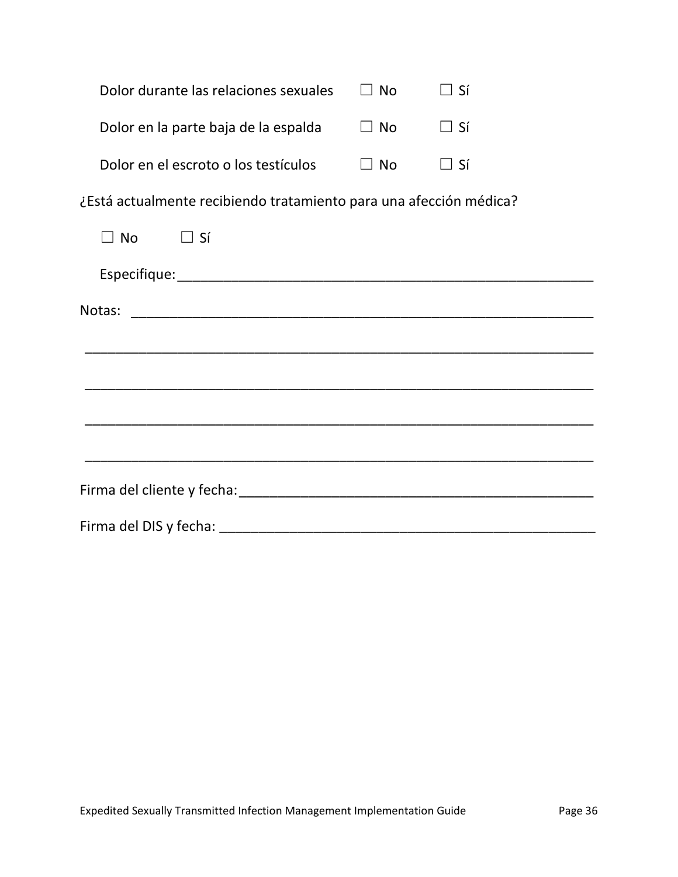Dolor durante las relaciones sexuales ☐ No ☐ Sí

Dolor en la parte baja de la espalda ☐ No ☐ Sí

Dolor en el escroto o los testículos ☐ No ☐ Sí

¿Está actualmente recibiendo tratamiento para una afección médica?

☐ No ☐ Sí

Especifique:_______________________________________________________

Notas: _____________________________________________________________

___________________________________________________________________

___________________________________________________________________

___________________________________________________________________

___________________________________________________________________

Firma del cliente y fecha:_____________________________________________

Firma del DIS y fecha: _______________________________________________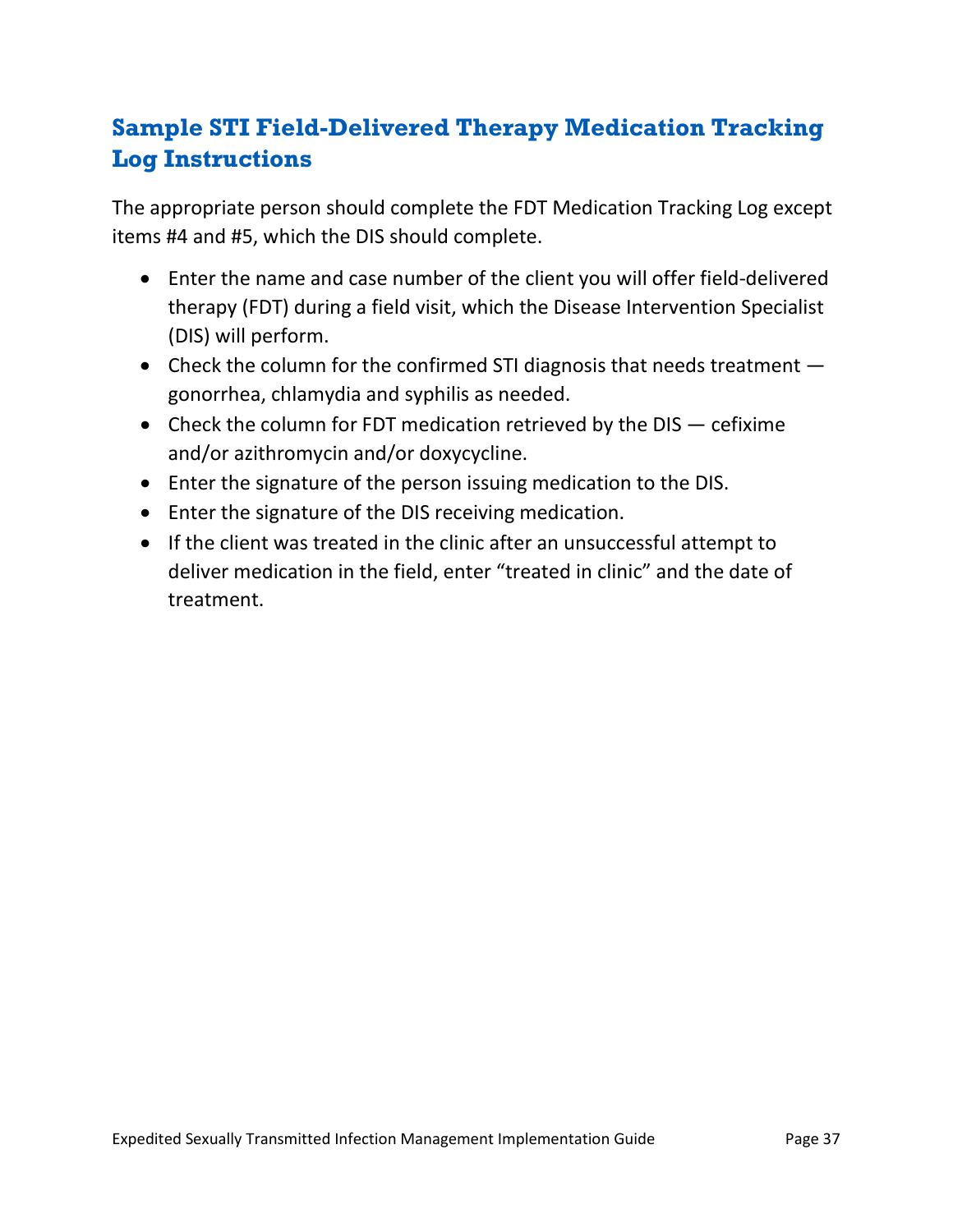## Sample STI Field-Delivered Therapy Medication Tracking Log Instructions

The appropriate person should complete the FDT Medication Tracking Log except items #4 and #5, which the DIS should complete.

- Enter the name and case number of the client you will offer field-delivered therapy (FDT) during a field visit, which the Disease Intervention Specialist (DIS) will perform.
- Check the column for the confirmed STI diagnosis that needs treatment — gonorrhea, chlamydia and syphilis as needed.
- Check the column for FDT medication retrieved by the DIS — cefixime and/or azithromycin and/or doxycycline.
- Enter the signature of the person issuing medication to the DIS.
- Enter the signature of the DIS receiving medication.
- If the client was treated in the clinic after an unsuccessful attempt to deliver medication in the field, enter "treated in clinic" and the date of treatment.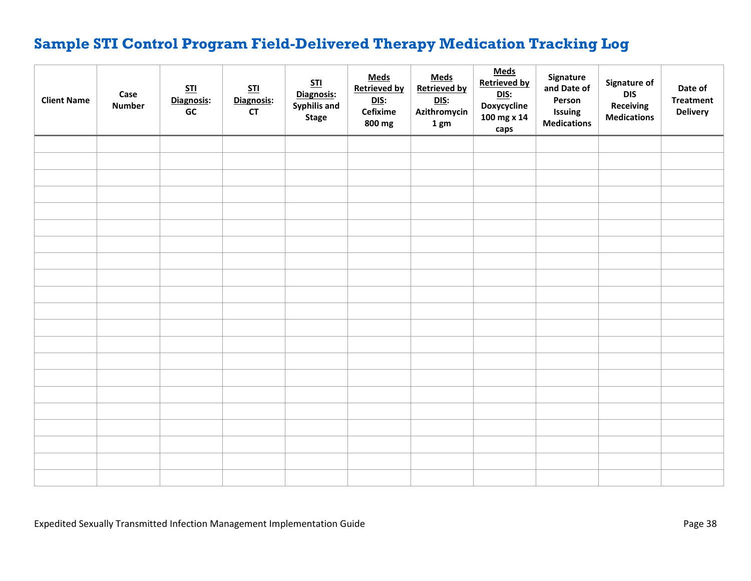# Sample STI Control Program Field-Delivered Therapy Medication Tracking Log

| Client Name | Case Number | STI Diagnosis: GC | STI Diagnosis: CT | STI Diagnosis: Syphilis and Stage | Meds Retrieved by DIS: Cefixime 800 mg | Meds Retrieved by DIS: Azithromycin 1 gm | Meds Retrieved by DIS: Doxycycline 100 mg x 14 caps | Signature and Date of Person Issuing Medications | Signature of DIS Receiving Medications | Date of Treatment Delivery |
|---|---|---|---|---|---|---|---|---|---|---|
| | | | | | | | | | | |
| | | | | | | | | | | |
| | | | | | | | | | | |
| | | | | | | | | | | |
| | | | | | | | | | | |
| | | | | | | | | | | |
| | | | | | | | | | | |
| | | | | | | | | | | |
| | | | | | | | | | | |
| | | | | | | | | | | |
| | | | | | | | | | | |
| | | | | | | | | | | |
| | | | | | | | | | | |
| | | | | | | | | | | |
| | | | | | | | | | | |
| | | | | | | | | | | |
| | | | | | | | | | | |
| | | | | | | | | | | |
| | | | | | | | | | | |
| | | | | | | | | | | |
| | | | | | | | | | | |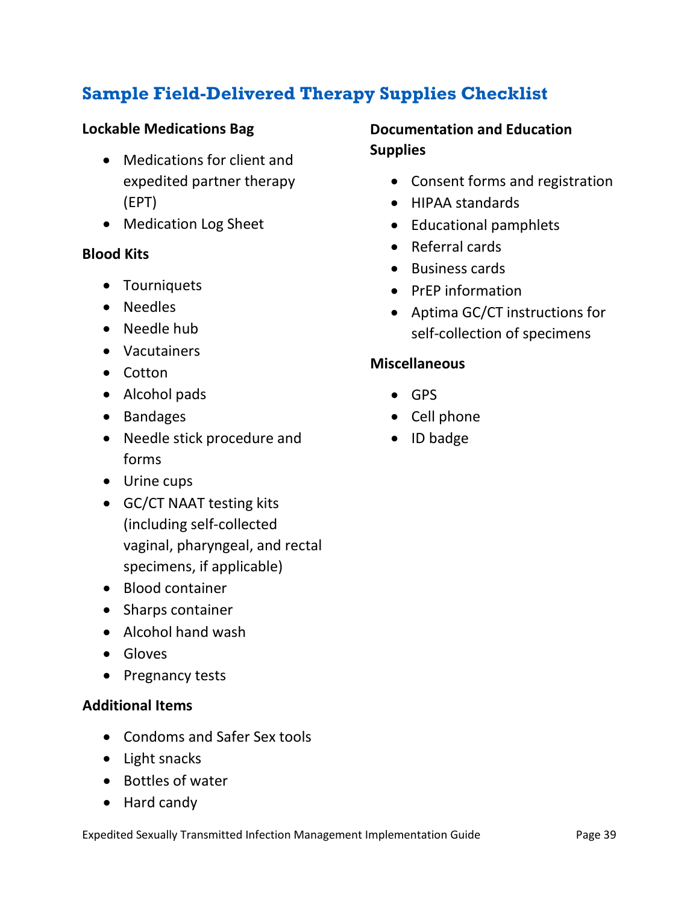## Sample Field-Delivered Therapy Supplies Checklist

**Lockable Medications Bag**

- Medications for client and expedited partner therapy (EPT)
- Medication Log Sheet

**Blood Kits**

- Tourniquets
- Needles
- Needle hub
- Vacutainers
- Cotton
- Alcohol pads
- Bandages
- Needle stick procedure and forms
- Urine cups
- GC/CT NAAT testing kits (including self-collected vaginal, pharyngeal, and rectal specimens, if applicable)
- Blood container
- Sharps container
- Alcohol hand wash
- Gloves
- Pregnancy tests

**Additional Items**

- Condoms and Safer Sex tools
- Light snacks
- Bottles of water
- Hard candy

**Documentation and Education Supplies**

- Consent forms and registration
- HIPAA standards
- Educational pamphlets
- Referral cards
- Business cards
- PrEP information
- Aptima GC/CT instructions for self-collection of specimens

**Miscellaneous**

- GPS
- Cell phone
- ID badge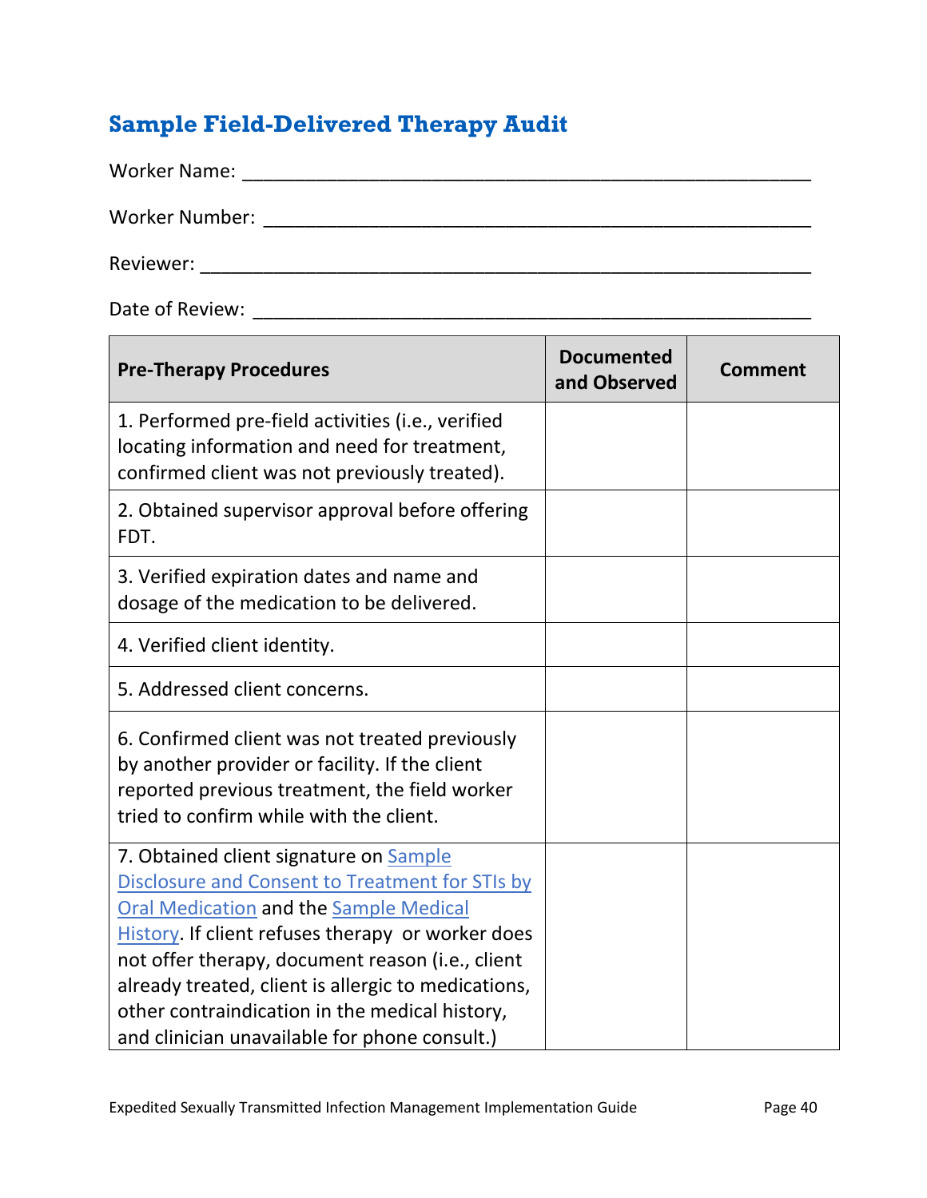## Sample Field-Delivered Therapy Audit

Worker Name: \_\_\_\_\_\_\_\_\_\_\_\_\_\_\_\_\_\_\_\_\_\_\_\_\_\_\_\_\_\_\_\_\_\_\_\_\_\_\_\_\_\_\_\_\_\_\_\_\_\_

Worker Number: \_\_\_\_\_\_\_\_\_\_\_\_\_\_\_\_\_\_\_\_\_\_\_\_\_\_\_\_\_\_\_\_\_\_\_\_\_\_\_\_\_\_\_\_\_\_\_\_

Reviewer: \_\_\_\_\_\_\_\_\_\_\_\_\_\_\_\_\_\_\_\_\_\_\_\_\_\_\_\_\_\_\_\_\_\_\_\_\_\_\_\_\_\_\_\_\_\_\_\_\_\_\_\_\_

Date of Review: \_\_\_\_\_\_\_\_\_\_\_\_\_\_\_\_\_\_\_\_\_\_\_\_\_\_\_\_\_\_\_\_\_\_\_\_\_\_\_\_\_\_\_\_\_\_\_\_

| Pre-Therapy Procedures | Documented and Observed | Comment |
|---|---|---|
| 1. Performed pre-field activities (i.e., verified locating information and need for treatment, confirmed client was not previously treated). | | |
| 2. Obtained supervisor approval before offering FDT. | | |
| 3. Verified expiration dates and name and dosage of the medication to be delivered. | | |
| 4. Verified client identity. | | |
| 5. Addressed client concerns. | | |
| 6. Confirmed client was not treated previously by another provider or facility. If the client reported previous treatment, the field worker tried to confirm while with the client. | | |
| 7. Obtained client signature on Sample Disclosure and Consent to Treatment for STIs by Oral Medication and the Sample Medical History. If client refuses therapy or worker does not offer therapy, document reason (i.e., client already treated, client is allergic to medications, other contraindication in the medical history, and clinician unavailable for phone consult.) | | |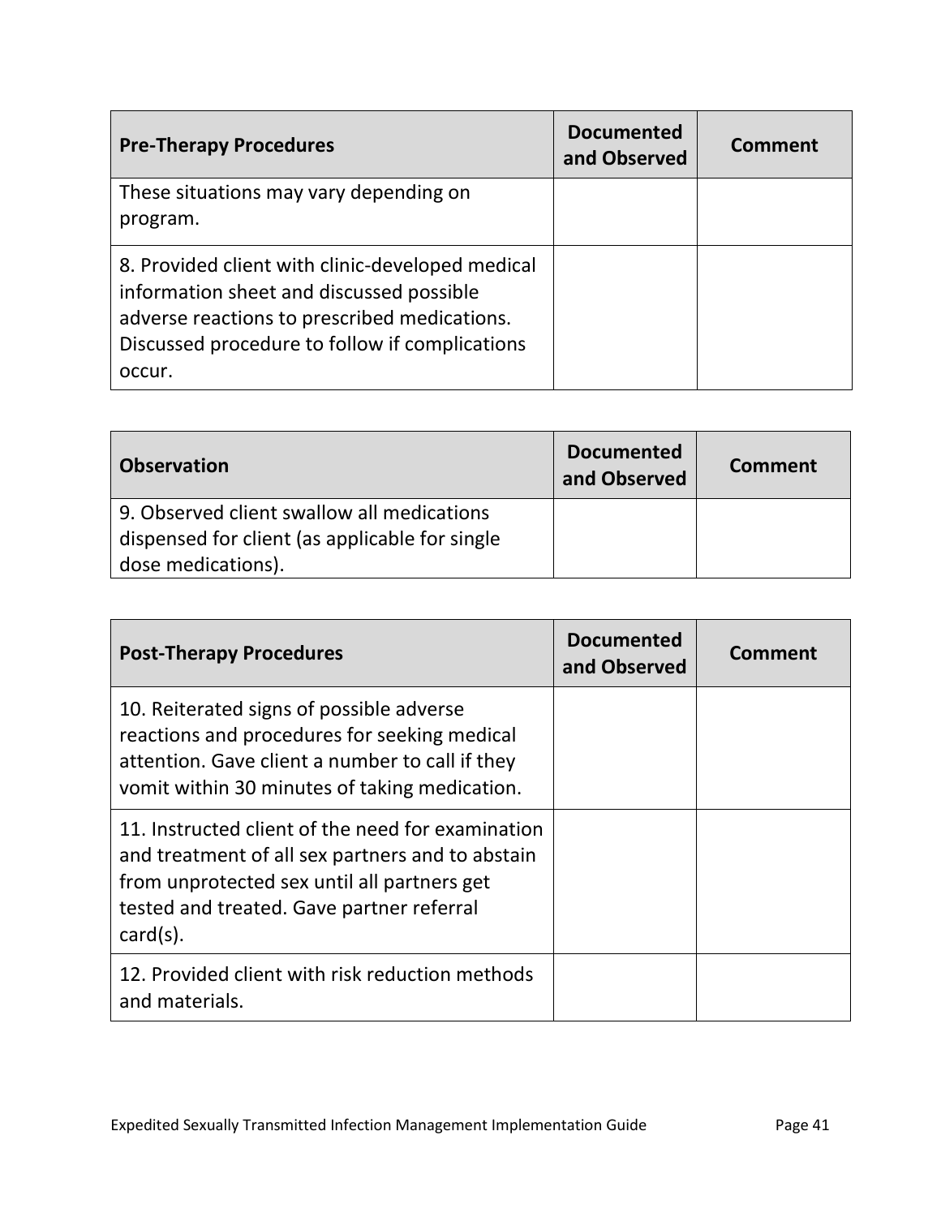| Pre-Therapy Procedures | Documented and Observed | Comment |
|---|---|---|
| These situations may vary depending on program. | | |
| 8. Provided client with clinic-developed medical information sheet and discussed possible adverse reactions to prescribed medications. Discussed procedure to follow if complications occur. | | |

| Observation | Documented and Observed | Comment |
|---|---|---|
| 9. Observed client swallow all medications dispensed for client (as applicable for single dose medications). | | |

| Post-Therapy Procedures | Documented and Observed | Comment |
|---|---|---|
| 10. Reiterated signs of possible adverse reactions and procedures for seeking medical attention. Gave client a number to call if they vomit within 30 minutes of taking medication. | | |
| 11. Instructed client of the need for examination and treatment of all sex partners and to abstain from unprotected sex until all partners get tested and treated. Gave partner referral card(s). | | |
| 12. Provided client with risk reduction methods and materials. | | |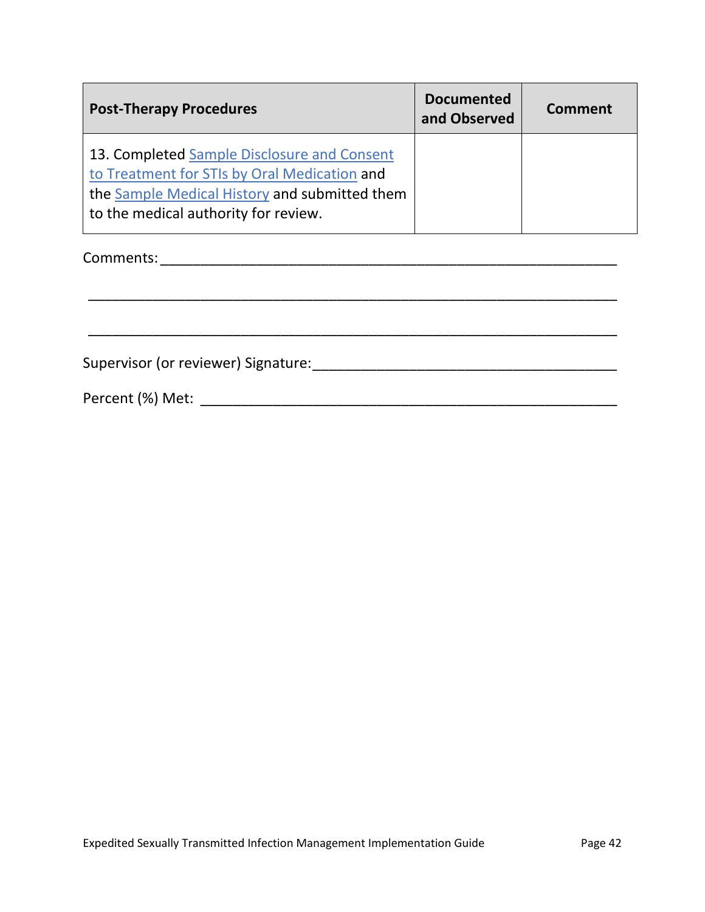| Post-Therapy Procedures | Documented and Observed | Comment |
|---|---|---|
| 13. Completed Sample Disclosure and Consent to Treatment for STIs by Oral Medication and the Sample Medical History and submitted them to the medical authority for review. | | |

Comments:_______________________________________________________________

_______________________________________________________________________

_______________________________________________________________________

Supervisor (or reviewer) Signature:_________________________________________

Percent (%) Met: ________________________________________________________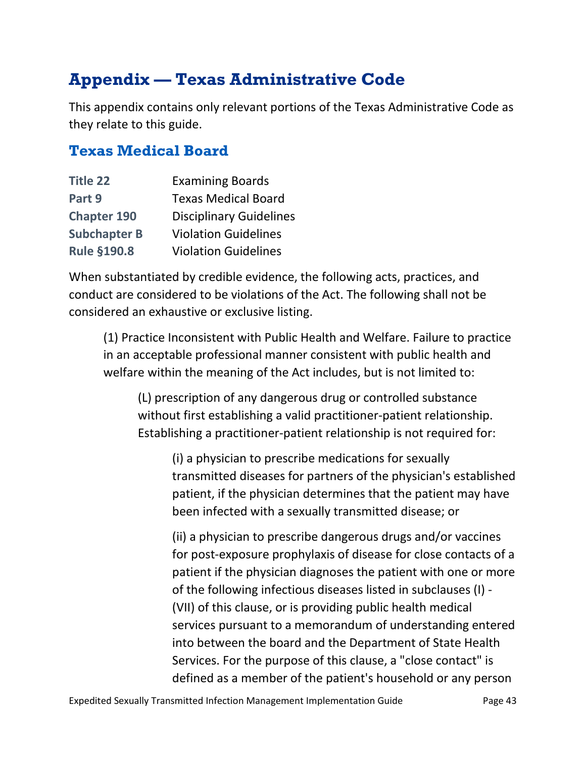# Appendix — Texas Administrative Code

This appendix contains only relevant portions of the Texas Administrative Code as they relate to this guide.

## Texas Medical Board

| | |
|---|---|
| **Title 22** | Examining Boards |
| **Part 9** | Texas Medical Board |
| **Chapter 190** | Disciplinary Guidelines |
| **Subchapter B** | Violation Guidelines |
| **Rule §190.8** | Violation Guidelines |

When substantiated by credible evidence, the following acts, practices, and conduct are considered to be violations of the Act. The following shall not be considered an exhaustive or exclusive listing.

> (1) Practice Inconsistent with Public Health and Welfare. Failure to practice in an acceptable professional manner consistent with public health and welfare within the meaning of the Act includes, but is not limited to:
>
> > (L) prescription of any dangerous drug or controlled substance without first establishing a valid practitioner-patient relationship. Establishing a practitioner-patient relationship is not required for:
> >
> > > (i) a physician to prescribe medications for sexually transmitted diseases for partners of the physician's established patient, if the physician determines that the patient may have been infected with a sexually transmitted disease; or
> > >
> > > (ii) a physician to prescribe dangerous drugs and/or vaccines for post-exposure prophylaxis of disease for close contacts of a patient if the physician diagnoses the patient with one or more of the following infectious diseases listed in subclauses (I) - (VII) of this clause, or is providing public health medical services pursuant to a memorandum of understanding entered into between the board and the Department of State Health Services. For the purpose of this clause, a "close contact" is defined as a member of the patient's household or any person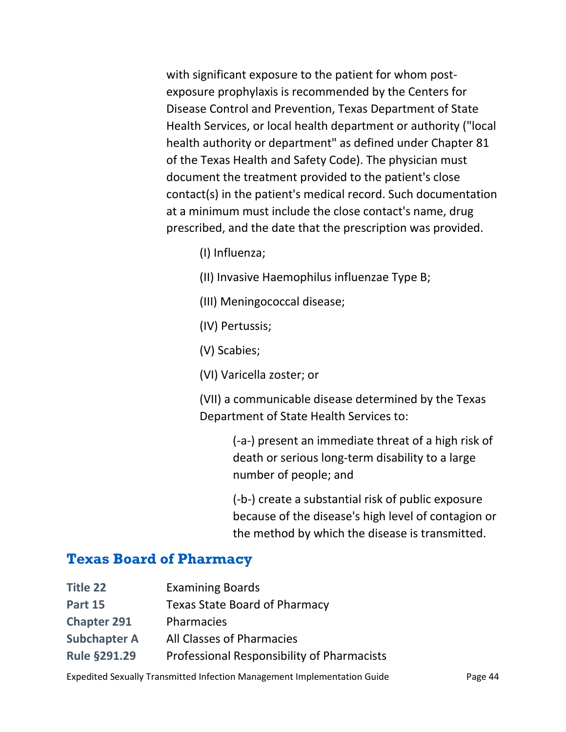with significant exposure to the patient for whom post-exposure prophylaxis is recommended by the Centers for Disease Control and Prevention, Texas Department of State Health Services, or local health department or authority ("local health authority or department" as defined under Chapter 81 of the Texas Health and Safety Code). The physician must document the treatment provided to the patient's close contact(s) in the patient's medical record. Such documentation at a minimum must include the close contact's name, drug prescribed, and the date that the prescription was provided.

(I) Influenza;

(II) Invasive Haemophilus influenzae Type B;

(III) Meningococcal disease;

(IV) Pertussis;

(V) Scabies;

(VI) Varicella zoster; or

(VII) a communicable disease determined by the Texas Department of State Health Services to:

(-a-) present an immediate threat of a high risk of death or serious long-term disability to a large number of people; and

(-b-) create a substantial risk of public exposure because of the disease's high level of contagion or the method by which the disease is transmitted.

## Texas Board of Pharmacy

| | |
|---|---|
| **Title 22** | Examining Boards |
| **Part 15** | Texas State Board of Pharmacy |
| **Chapter 291** | Pharmacies |
| **Subchapter A** | All Classes of Pharmacies |
| **Rule §291.29** | Professional Responsibility of Pharmacists |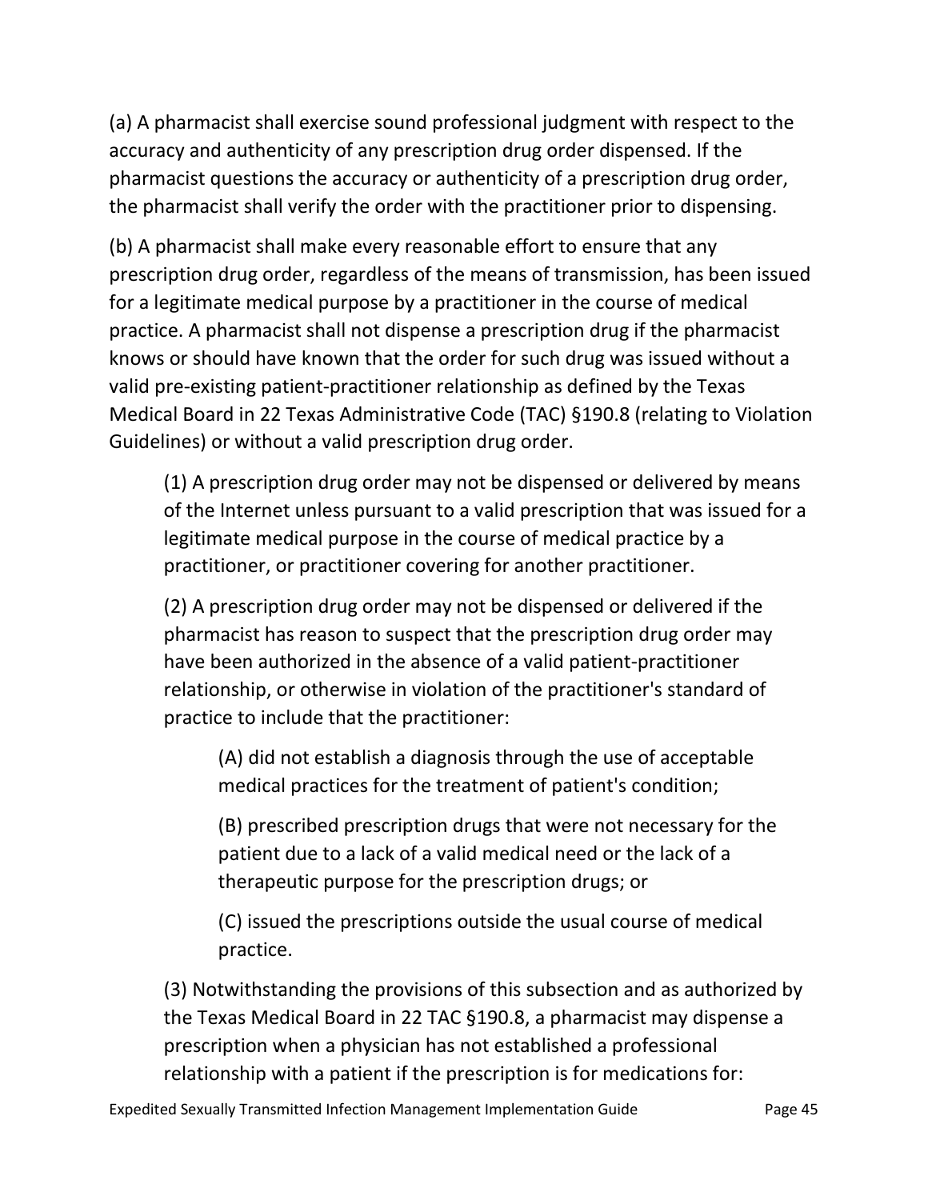(a) A pharmacist shall exercise sound professional judgment with respect to the accuracy and authenticity of any prescription drug order dispensed. If the pharmacist questions the accuracy or authenticity of a prescription drug order, the pharmacist shall verify the order with the practitioner prior to dispensing.

(b) A pharmacist shall make every reasonable effort to ensure that any prescription drug order, regardless of the means of transmission, has been issued for a legitimate medical purpose by a practitioner in the course of medical practice. A pharmacist shall not dispense a prescription drug if the pharmacist knows or should have known that the order for such drug was issued without a valid pre-existing patient-practitioner relationship as defined by the Texas Medical Board in 22 Texas Administrative Code (TAC) §190.8 (relating to Violation Guidelines) or without a valid prescription drug order.

> (1) A prescription drug order may not be dispensed or delivered by means of the Internet unless pursuant to a valid prescription that was issued for a legitimate medical purpose in the course of medical practice by a practitioner, or practitioner covering for another practitioner.
>
> (2) A prescription drug order may not be dispensed or delivered if the pharmacist has reason to suspect that the prescription drug order may have been authorized in the absence of a valid patient-practitioner relationship, or otherwise in violation of the practitioner's standard of practice to include that the practitioner:
>
> > (A) did not establish a diagnosis through the use of acceptable medical practices for the treatment of patient's condition;
> >
> > (B) prescribed prescription drugs that were not necessary for the patient due to a lack of a valid medical need or the lack of a therapeutic purpose for the prescription drugs; or
> >
> > (C) issued the prescriptions outside the usual course of medical practice.
>
> (3) Notwithstanding the provisions of this subsection and as authorized by the Texas Medical Board in 22 TAC §190.8, a pharmacist may dispense a prescription when a physician has not established a professional relationship with a patient if the prescription is for medications for: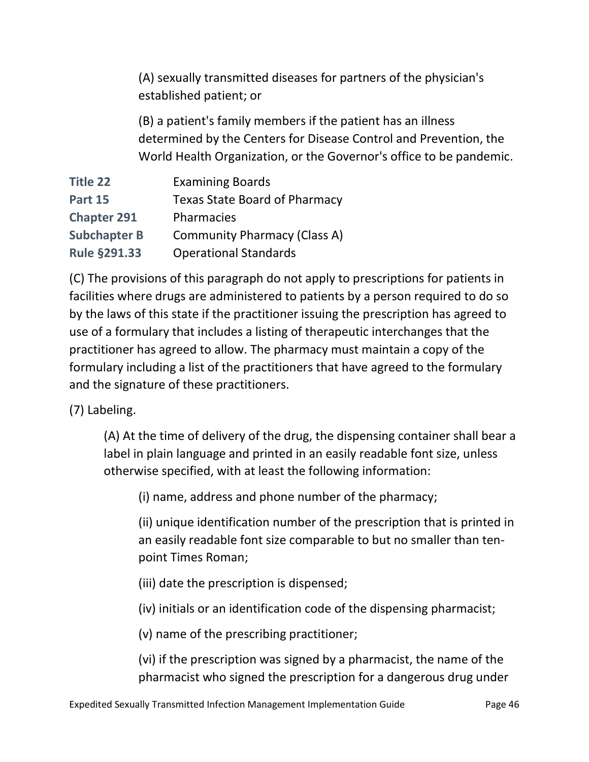(A) sexually transmitted diseases for partners of the physician's established patient; or

(B) a patient's family members if the patient has an illness determined by the Centers for Disease Control and Prevention, the World Health Organization, or the Governor's office to be pandemic.

| | |
|---|---|
| **Title 22** | Examining Boards |
| **Part 15** | Texas State Board of Pharmacy |
| **Chapter 291** | Pharmacies |
| **Subchapter B** | Community Pharmacy (Class A) |
| **Rule §291.33** | Operational Standards |

(C) The provisions of this paragraph do not apply to prescriptions for patients in facilities where drugs are administered to patients by a person required to do so by the laws of this state if the practitioner issuing the prescription has agreed to use of a formulary that includes a listing of therapeutic interchanges that the practitioner has agreed to allow. The pharmacy must maintain a copy of the formulary including a list of the practitioners that have agreed to the formulary and the signature of these practitioners.

(7) Labeling.

(A) At the time of delivery of the drug, the dispensing container shall bear a label in plain language and printed in an easily readable font size, unless otherwise specified, with at least the following information:

(i) name, address and phone number of the pharmacy;

(ii) unique identification number of the prescription that is printed in an easily readable font size comparable to but no smaller than ten-point Times Roman;

(iii) date the prescription is dispensed;

(iv) initials or an identification code of the dispensing pharmacist;

(v) name of the prescribing practitioner;

(vi) if the prescription was signed by a pharmacist, the name of the pharmacist who signed the prescription for a dangerous drug under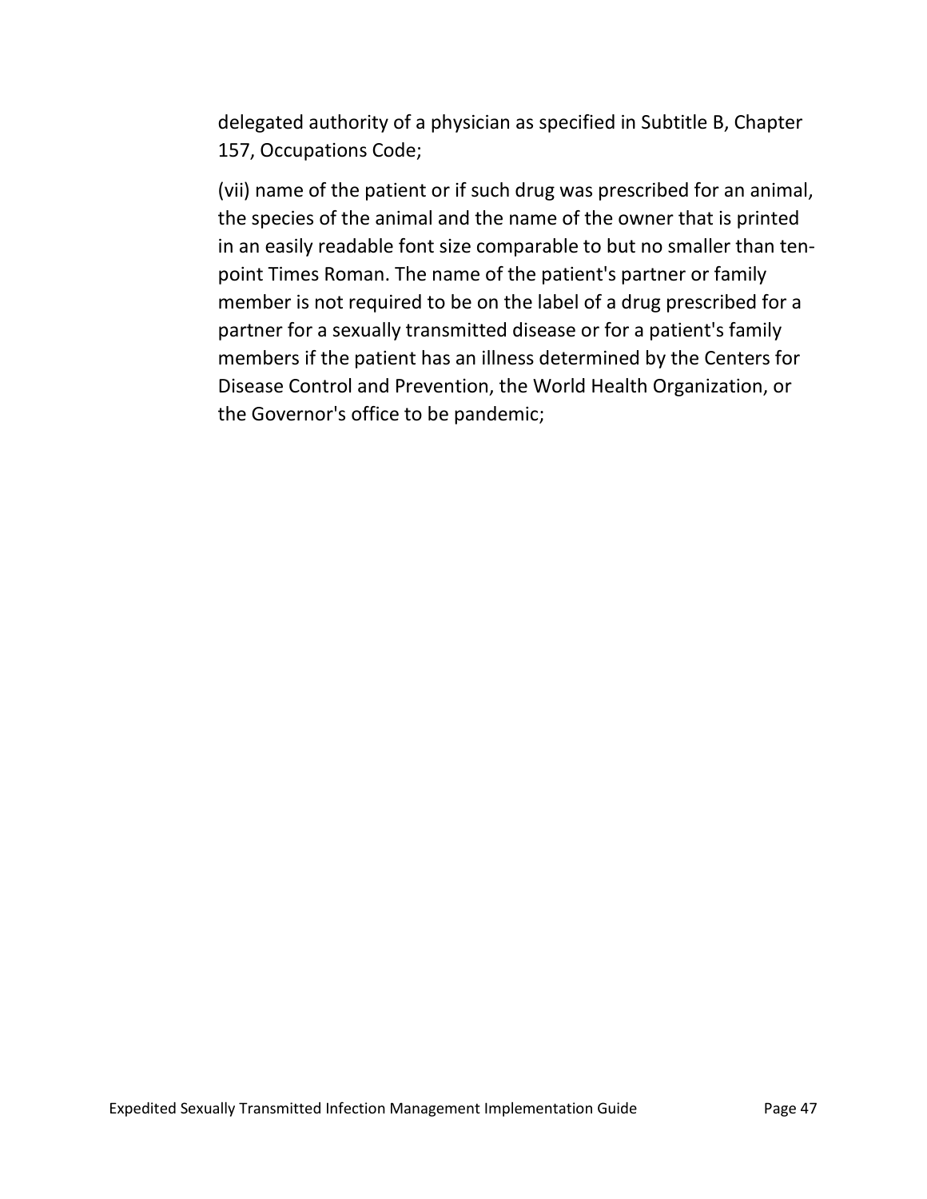delegated authority of a physician as specified in Subtitle B, Chapter 157, Occupations Code;

(vii) name of the patient or if such drug was prescribed for an animal, the species of the animal and the name of the owner that is printed in an easily readable font size comparable to but no smaller than ten-point Times Roman. The name of the patient's partner or family member is not required to be on the label of a drug prescribed for a partner for a sexually transmitted disease or for a patient's family members if the patient has an illness determined by the Centers for Disease Control and Prevention, the World Health Organization, or the Governor's office to be pandemic;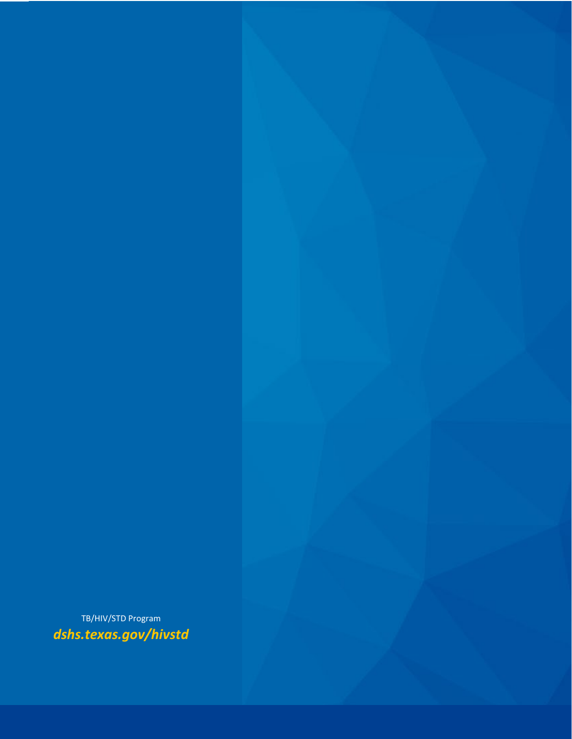TB/HIV/STD Program

***dshs.texas.gov/hivstd***